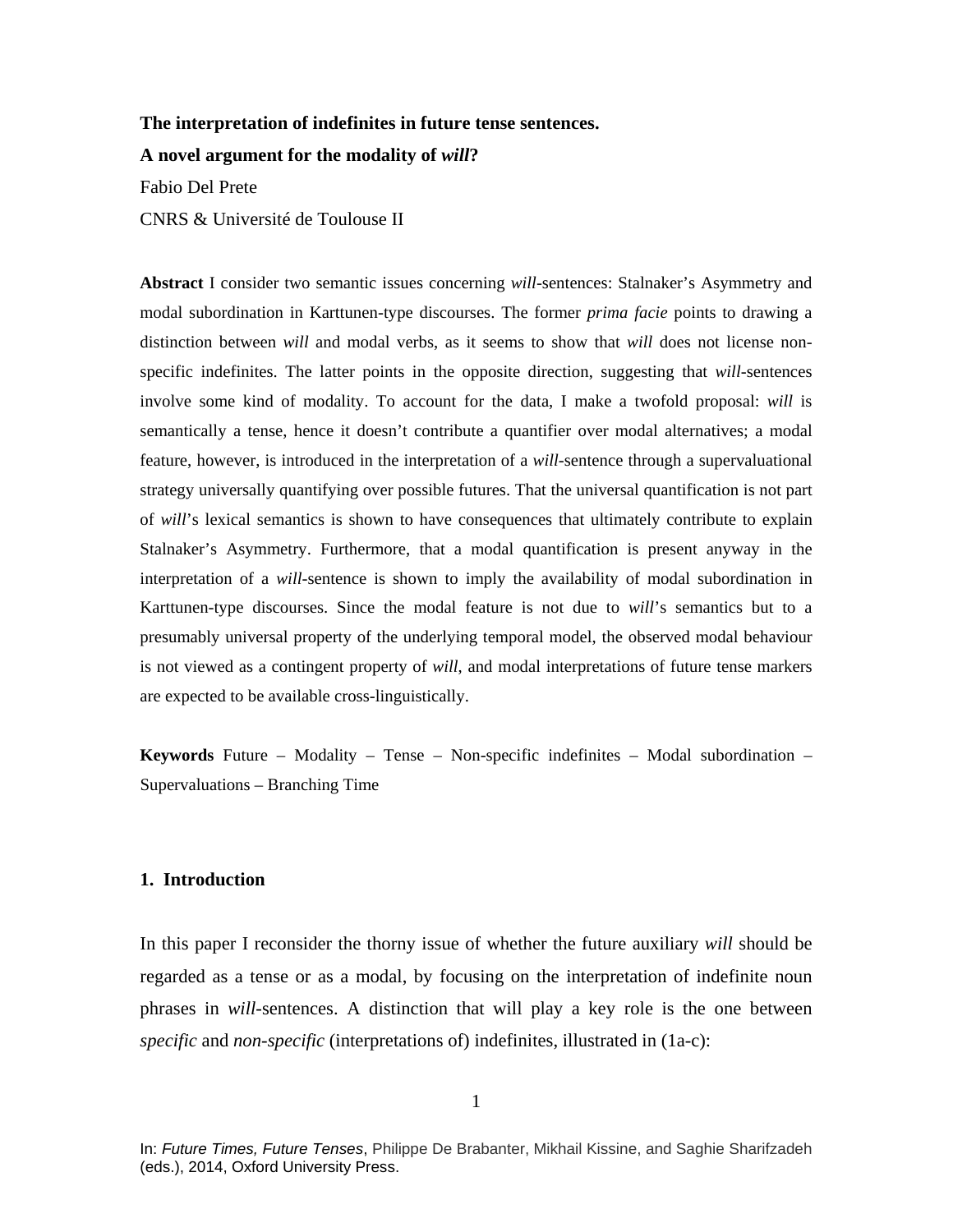**The interpretation of indefinites in future tense sentences.**

**A novel argument for the modality of *will*?**

Fabio Del Prete

CNRS & Université de Toulouse II

**Abstract** I consider two semantic issues concerning *will*-sentences: Stalnaker's Asymmetry and modal subordination in Karttunen-type discourses. The former *prima facie* points to drawing a distinction between *will* and modal verbs, as it seems to show that *will* does not license non-specific indefinites. The latter points in the opposite direction, suggesting that *will*-sentences involve some kind of modality. To account for the data, I make a twofold proposal: *will* is semantically a tense, hence it doesn't contribute a quantifier over modal alternatives; a modal feature, however, is introduced in the interpretation of a *will*-sentence through a supervaluational strategy universally quantifying over possible futures. That the universal quantification is not part of *will*'s lexical semantics is shown to have consequences that ultimately contribute to explain Stalnaker's Asymmetry. Furthermore, that a modal quantification is present anyway in the interpretation of a *will*-sentence is shown to imply the availability of modal subordination in Karttunen-type discourses. Since the modal feature is not due to *will*'s semantics but to a presumably universal property of the underlying temporal model, the observed modal behaviour is not viewed as a contingent property of *will*, and modal interpretations of future tense markers are expected to be available cross-linguistically.

**Keywords** Future – Modality – Tense – Non-specific indefinites – Modal subordination – Supervaluations – Branching Time

## 1. Introduction

In this paper I reconsider the thorny issue of whether the future auxiliary *will* should be regarded as a tense or as a modal, by focusing on the interpretation of indefinite noun phrases in *will*-sentences. A distinction that will play a key role is the one between *specific* and *non-specific* (interpretations of) indefinites, illustrated in (1a-c):

In: *Future Times, Future Tenses*, Philippe De Brabanter, Mikhail Kissine, and Saghie Sharifzadeh (eds.), 2014, Oxford University Press.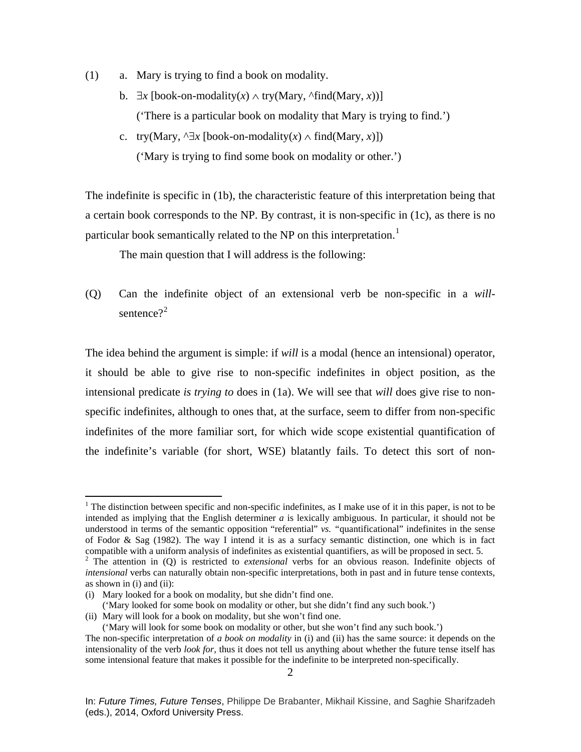(1) a. Mary is trying to find a book on modality.

b. $\exists x$ [book-on-modality($x$) $\wedge$ try(Mary, ^find(Mary, $x$))]

('There is a particular book on modality that Mary is trying to find.')

c. try(Mary, ^$\exists x$ [book-on-modality($x$) $\wedge$ find(Mary, $x$)])

('Mary is trying to find some book on modality or other.')

The indefinite is specific in (1b), the characteristic feature of this interpretation being that a certain book corresponds to the NP. By contrast, it is non-specific in (1c), as there is no particular book semantically related to the NP on this interpretation.[1]

The main question that I will address is the following:

(Q) Can the indefinite object of an extensional verb be non-specific in a *will*-sentence?[2]

The idea behind the argument is simple: if *will* is a modal (hence an intensional) operator, it should be able to give rise to non-specific indefinites in object position, as the intensional predicate *is trying to* does in (1a). We will see that *will* does give rise to non-specific indefinites, although to ones that, at the surface, seem to differ from non-specific indefinites of the more familiar sort, for which wide scope existential quantification of the indefinite's variable (for short, WSE) blatantly fails. To detect this sort of non-

---

[1] The distinction between specific and non-specific indefinites, as I make use of it in this paper, is not to be intended as implying that the English determiner *a* is lexically ambiguous. In particular, it should not be understood in terms of the semantic opposition "referential" *vs.* "quantificational" indefinites in the sense of Fodor & Sag (1982). The way I intend it is as a surface semantic distinction, one which is in fact compatible with a uniform analysis of indefinites as existential quantifiers, as will be proposed in sect. 5.

[2] The attention in (Q) is restricted to *extensional* verbs for an obvious reason. Indefinite objects of *intensional* verbs can naturally obtain non-specific interpretations, both in past and in future tense contexts, as shown in (i) and (ii):

(i) Mary looked for a book on modality, but she didn't find one.
('Mary looked for some book on modality or other, but she didn't find any such book.')

(ii) Mary will look for a book on modality, but she won't find one.
('Mary will look for some book on modality or other, but she won't find any such book.')

The non-specific interpretation of *a book on modality* in (i) and (ii) has the same source: it depends on the intensionality of the verb *look for*, thus it does not tell us anything about whether the future tense itself has some intensional feature that makes it possible for the indefinite to be interpreted non-specifically.

In: *Future Times, Future Tenses*, Philippe De Brabanter, Mikhail Kissine, and Saghie Sharifzadeh (eds.), 2014, Oxford University Press.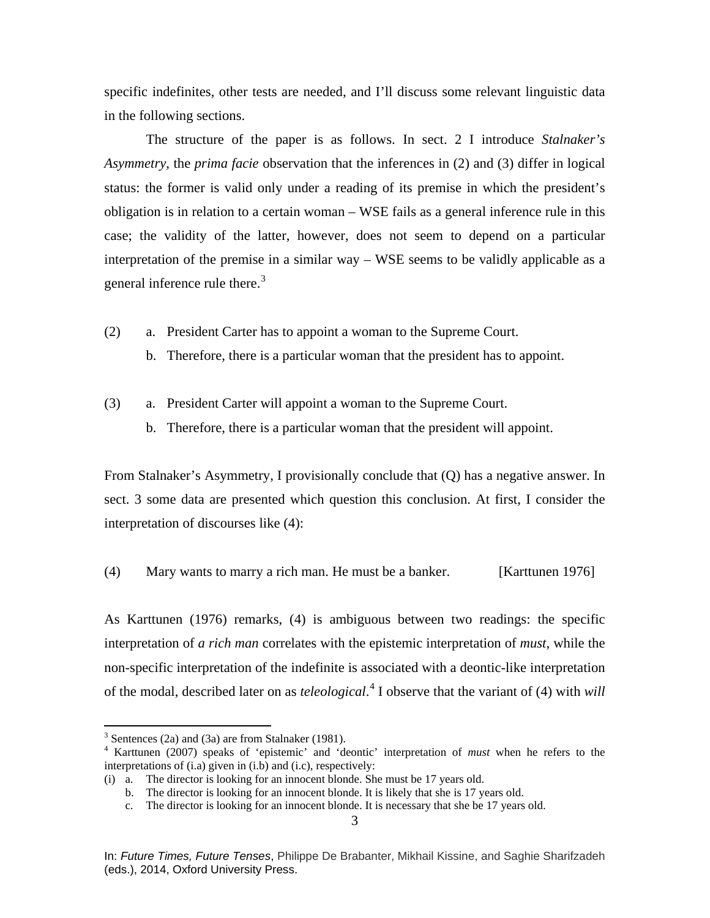specific indefinites, other tests are needed, and I'll discuss some relevant linguistic data in the following sections.

The structure of the paper is as follows. In sect. 2 I introduce *Stalnaker's Asymmetry*, the *prima facie* observation that the inferences in (2) and (3) differ in logical status: the former is valid only under a reading of its premise in which the president's obligation is in relation to a certain woman – WSE fails as a general inference rule in this case; the validity of the latter, however, does not seem to depend on a particular interpretation of the premise in a similar way – WSE seems to be validly applicable as a general inference rule there.[3]

(2) a. President Carter has to appoint a woman to the Supreme Court.
  b. Therefore, there is a particular woman that the president has to appoint.

(3) a. President Carter will appoint a woman to the Supreme Court.
  b. Therefore, there is a particular woman that the president will appoint.

From Stalnaker's Asymmetry, I provisionally conclude that (Q) has a negative answer. In sect. 3 some data are presented which question this conclusion. At first, I consider the interpretation of discourses like (4):

(4) Mary wants to marry a rich man. He must be a banker. [Karttunen 1976]

As Karttunen (1976) remarks, (4) is ambiguous between two readings: the specific interpretation of *a rich man* correlates with the epistemic interpretation of *must*, while the non-specific interpretation of the indefinite is associated with a deontic-like interpretation of the modal, described later on as *teleological*.[4] I observe that the variant of (4) with *will*

---

[3] Sentences (2a) and (3a) are from Stalnaker (1981).

[4] Karttunen (2007) speaks of 'epistemic' and 'deontic' interpretation of *must* when he refers to the interpretations of (i.a) given in (i.b) and (i.c), respectively:

(i) a. The director is looking for an innocent blonde. She must be 17 years old.
  b. The director is looking for an innocent blonde. It is likely that she is 17 years old.
  c. The director is looking for an innocent blonde. It is necessary that she be 17 years old.

In: *Future Times, Future Tenses*, Philippe De Brabanter, Mikhail Kissine, and Saghie Sharifzadeh (eds.), 2014, Oxford University Press.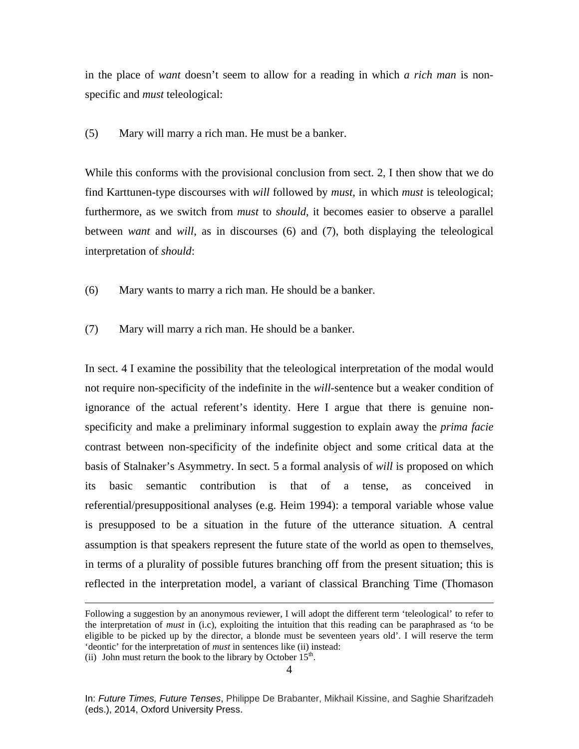in the place of *want* doesn't seem to allow for a reading in which *a rich man* is non-specific and *must* teleological:

(5) Mary will marry a rich man. He must be a banker.

While this conforms with the provisional conclusion from sect. 2, I then show that we do find Karttunen-type discourses with *will* followed by *must,* in which *must* is teleological; furthermore, as we switch from *must* to *should*, it becomes easier to observe a parallel between *want* and *will*, as in discourses (6) and (7), both displaying the teleological interpretation of *should*:

(6) Mary wants to marry a rich man. He should be a banker.

(7) Mary will marry a rich man. He should be a banker.

In sect. 4 I examine the possibility that the teleological interpretation of the modal would not require non-specificity of the indefinite in the *will*-sentence but a weaker condition of ignorance of the actual referent's identity. Here I argue that there is genuine non-specificity and make a preliminary informal suggestion to explain away the *prima facie* contrast between non-specificity of the indefinite object and some critical data at the basis of Stalnaker's Asymmetry. In sect. 5 a formal analysis of *will* is proposed on which its basic semantic contribution is that of a tense, as conceived in referential/presuppositional analyses (e.g. Heim 1994): a temporal variable whose value is presupposed to be a situation in the future of the utterance situation. A central assumption is that speakers represent the future state of the world as open to themselves, in terms of a plurality of possible futures branching off from the present situation; this is reflected in the interpretation model, a variant of classical Branching Time (Thomason

---

Following a suggestion by an anonymous reviewer, I will adopt the different term 'teleological' to refer to the interpretation of *must* in (i.c), exploiting the intuition that this reading can be paraphrased as 'to be eligible to be picked up by the director, a blonde must be seventeen years old'. I will reserve the term 'deontic' for the interpretation of *must* in sentences like (ii) instead:
(ii) John must return the book to the library by October 15th.

In: *Future Times, Future Tenses*, Philippe De Brabanter, Mikhail Kissine, and Saghie Sharifzadeh (eds.), 2014, Oxford University Press.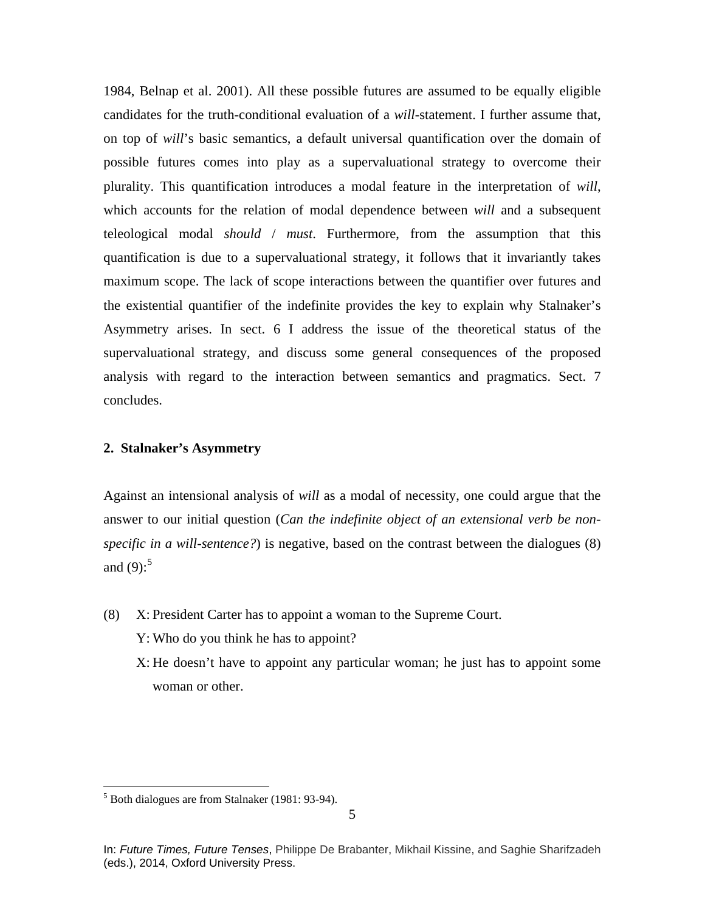1984, Belnap et al. 2001). All these possible futures are assumed to be equally eligible candidates for the truth-conditional evaluation of a *will*-statement. I further assume that, on top of *will*'s basic semantics, a default universal quantification over the domain of possible futures comes into play as a supervaluational strategy to overcome their plurality. This quantification introduces a modal feature in the interpretation of *will*, which accounts for the relation of modal dependence between *will* and a subsequent teleological modal *should* / *must*. Furthermore, from the assumption that this quantification is due to a supervaluational strategy, it follows that it invariantly takes maximum scope. The lack of scope interactions between the quantifier over futures and the existential quantifier of the indefinite provides the key to explain why Stalnaker's Asymmetry arises. In sect. 6 I address the issue of the theoretical status of the supervaluational strategy, and discuss some general consequences of the proposed analysis with regard to the interaction between semantics and pragmatics. Sect. 7 concludes.

## 2. Stalnaker's Asymmetry

Against an intensional analysis of *will* as a modal of necessity, one could argue that the answer to our initial question (*Can the indefinite object of an extensional verb be non-specific in a will-sentence?*) is negative, based on the contrast between the dialogues (8) and (9):[5]

(8) X: President Carter has to appoint a woman to the Supreme Court.
Y: Who do you think he has to appoint?
X: He doesn't have to appoint any particular woman; he just has to appoint some woman or other.

[5] Both dialogues are from Stalnaker (1981: 93-94).

In: *Future Times, Future Tenses*, Philippe De Brabanter, Mikhail Kissine, and Saghie Sharifzadeh (eds.), 2014, Oxford University Press.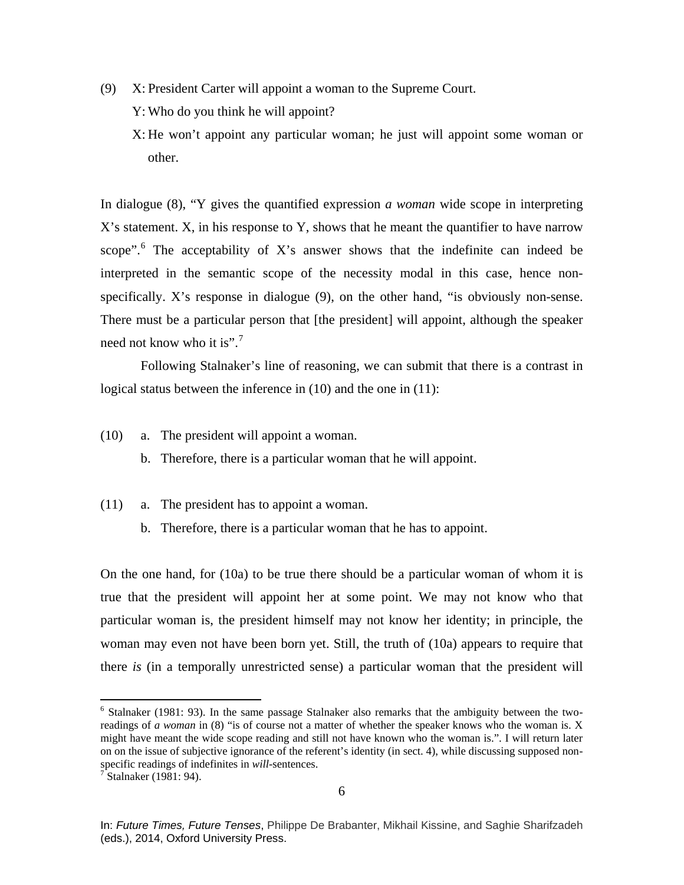(9) X: President Carter will appoint a woman to the Supreme Court.

Y: Who do you think he will appoint?

X: He won't appoint any particular woman; he just will appoint some woman or other.

In dialogue (8), "Y gives the quantified expression *a woman* wide scope in interpreting X's statement. X, in his response to Y, shows that he meant the quantifier to have narrow scope".[6] The acceptability of X's answer shows that the indefinite can indeed be interpreted in the semantic scope of the necessity modal in this case, hence non-specifically. X's response in dialogue (9), on the other hand, "is obviously non-sense. There must be a particular person that [the president] will appoint, although the speaker need not know who it is".[7]

Following Stalnaker's line of reasoning, we can submit that there is a contrast in logical status between the inference in (10) and the one in (11):

(10) a. The president will appoint a woman.

b. Therefore, there is a particular woman that he will appoint.

(11) a. The president has to appoint a woman.

b. Therefore, there is a particular woman that he has to appoint.

On the one hand, for (10a) to be true there should be a particular woman of whom it is true that the president will appoint her at some point. We may not know who that particular woman is, the president himself may not know her identity; in principle, the woman may even not have been born yet. Still, the truth of (10a) appears to require that there *is* (in a temporally unrestricted sense) a particular woman that the president will

---

[6] Stalnaker (1981: 93). In the same passage Stalnaker also remarks that the ambiguity between the two-readings of *a woman* in (8) "is of course not a matter of whether the speaker knows who the woman is. X might have meant the wide scope reading and still not have known who the woman is.". I will return later on on the issue of subjective ignorance of the referent's identity (in sect. 4), while discussing supposed non-specific readings of indefinites in *will*-sentences.

[7] Stalnaker (1981: 94).

In: *Future Times, Future Tenses*, Philippe De Brabanter, Mikhail Kissine, and Saghie Sharifzadeh (eds.), 2014, Oxford University Press.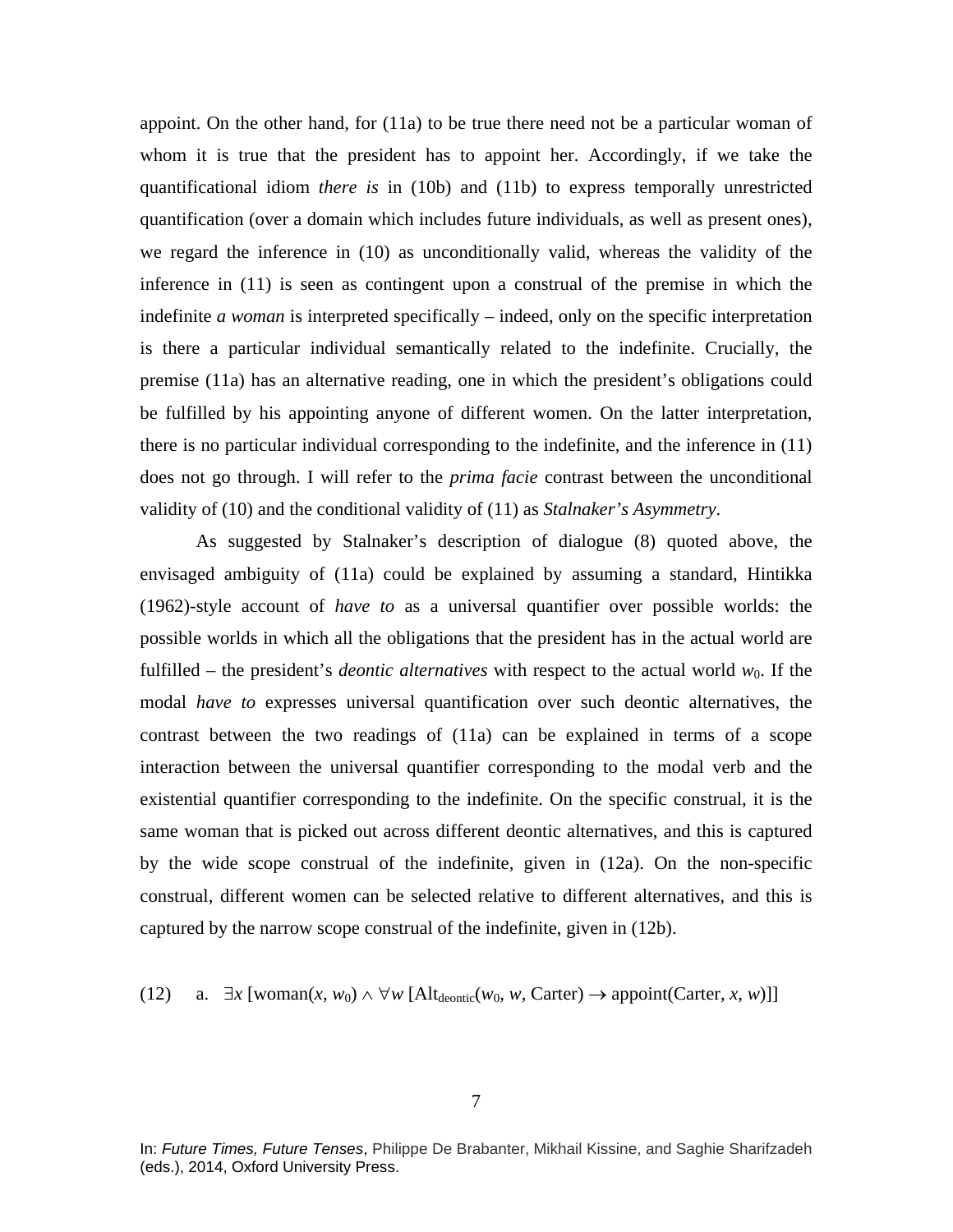appoint. On the other hand, for (11a) to be true there need not be a particular woman of whom it is true that the president has to appoint her. Accordingly, if we take the quantificational idiom *there is* in (10b) and (11b) to express temporally unrestricted quantification (over a domain which includes future individuals, as well as present ones), we regard the inference in (10) as unconditionally valid, whereas the validity of the inference in (11) is seen as contingent upon a construal of the premise in which the indefinite *a woman* is interpreted specifically – indeed, only on the specific interpretation is there a particular individual semantically related to the indefinite. Crucially, the premise (11a) has an alternative reading, one in which the president's obligations could be fulfilled by his appointing anyone of different women. On the latter interpretation, there is no particular individual corresponding to the indefinite, and the inference in (11) does not go through. I will refer to the *prima facie* contrast between the unconditional validity of (10) and the conditional validity of (11) as *Stalnaker's Asymmetry*.

As suggested by Stalnaker's description of dialogue (8) quoted above, the envisaged ambiguity of (11a) could be explained by assuming a standard, Hintikka (1962)-style account of *have to* as a universal quantifier over possible worlds: the possible worlds in which all the obligations that the president has in the actual world are fulfilled – the president's *deontic alternatives* with respect to the actual world $w_0$. If the modal *have to* expresses universal quantification over such deontic alternatives, the contrast between the two readings of (11a) can be explained in terms of a scope interaction between the universal quantifier corresponding to the modal verb and the existential quantifier corresponding to the indefinite. On the specific construal, it is the same woman that is picked out across different deontic alternatives, and this is captured by the wide scope construal of the indefinite, given in (12a). On the non-specific construal, different women can be selected relative to different alternatives, and this is captured by the narrow scope construal of the indefinite, given in (12b).

(12) a. $\exists x\, [\text{woman}(x, w_0) \wedge \forall w\, [\text{Alt}_{\text{deontic}}(w_0, w, \text{Carter}) \rightarrow \text{appoint}(\text{Carter}, x, w)]]$

In: *Future Times, Future Tenses*, Philippe De Brabanter, Mikhail Kissine, and Saghie Sharifzadeh (eds.), 2014, Oxford University Press.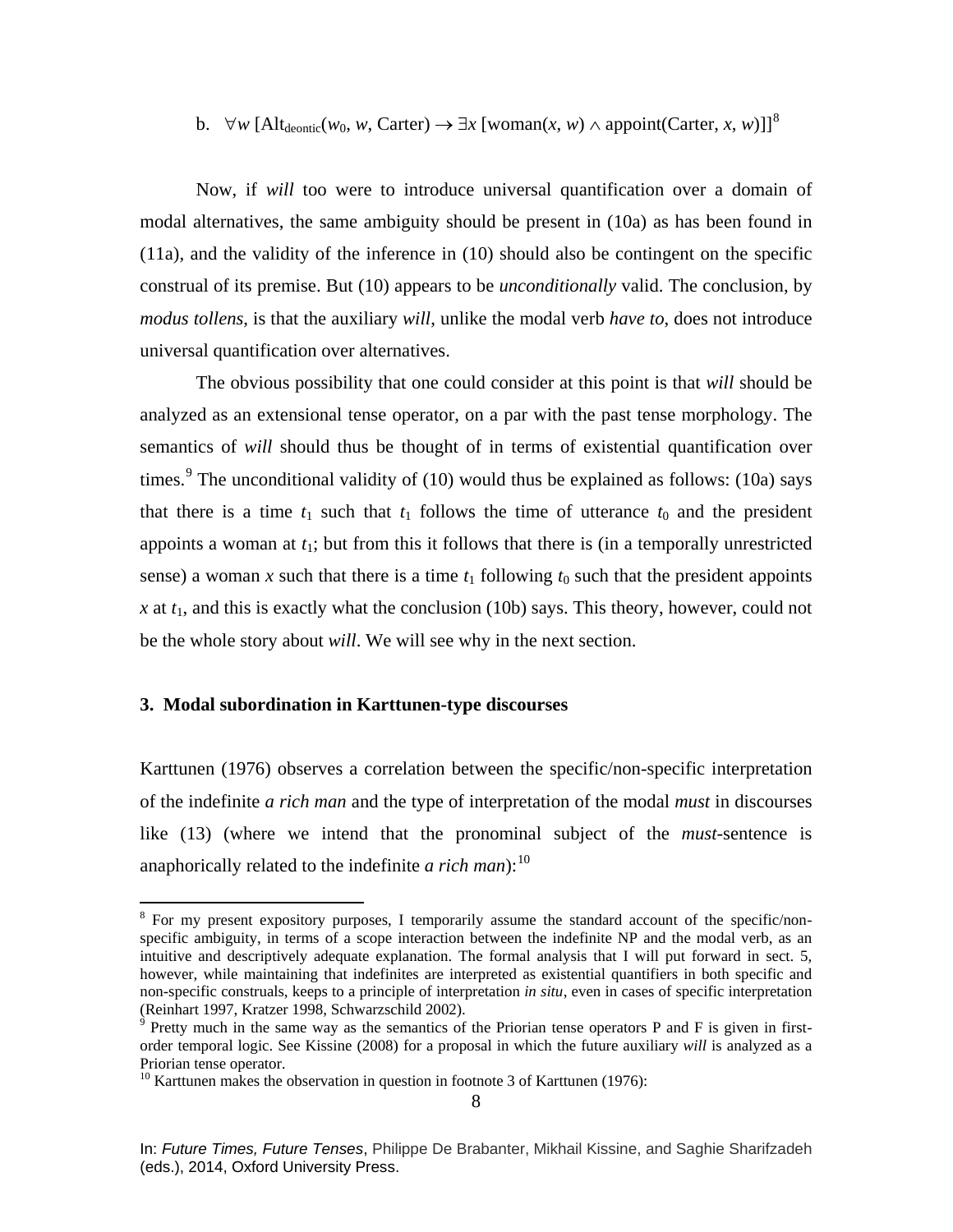b. $\forall w\,[\mathrm{Alt}_{\mathrm{deontic}}(w_0, w, \mathrm{Carter}) \rightarrow \exists x\,[\mathrm{woman}(x, w) \wedge \mathrm{appoint}(\mathrm{Carter}, x, w)]]$[8]

Now, if *will* too were to introduce universal quantification over a domain of modal alternatives, the same ambiguity should be present in (10a) as has been found in (11a), and the validity of the inference in (10) should also be contingent on the specific construal of its premise. But (10) appears to be *unconditionally* valid. The conclusion, by *modus tollens*, is that the auxiliary *will*, unlike the modal verb *have to*, does not introduce universal quantification over alternatives.

The obvious possibility that one could consider at this point is that *will* should be analyzed as an extensional tense operator, on a par with the past tense morphology. The semantics of *will* should thus be thought of in terms of existential quantification over times.[9] The unconditional validity of (10) would thus be explained as follows: (10a) says that there is a time $t_1$ such that $t_1$ follows the time of utterance $t_0$ and the president appoints a woman at $t_1$; but from this it follows that there is (in a temporally unrestricted sense) a woman $x$ such that there is a time $t_1$ following $t_0$ such that the president appoints $x$ at $t_1$, and this is exactly what the conclusion (10b) says. This theory, however, could not be the whole story about *will*. We will see why in the next section.

## 3. Modal subordination in Karttunen-type discourses

Karttunen (1976) observes a correlation between the specific/non-specific interpretation of the indefinite *a rich man* and the type of interpretation of the modal *must* in discourses like (13) (where we intend that the pronominal subject of the *must*-sentence is anaphorically related to the indefinite *a rich man*):[10]

---

[8] For my present expository purposes, I temporarily assume the standard account of the specific/non-specific ambiguity, in terms of a scope interaction between the indefinite NP and the modal verb, as an intuitive and descriptively adequate explanation. The formal analysis that I will put forward in sect. 5, however, while maintaining that indefinites are interpreted as existential quantifiers in both specific and non-specific construals, keeps to a principle of interpretation *in situ*, even in cases of specific interpretation (Reinhart 1997, Kratzer 1998, Schwarzschild 2002).

[9] Pretty much in the same way as the semantics of the Priorian tense operators P and F is given in first-order temporal logic. See Kissine (2008) for a proposal in which the future auxiliary *will* is analyzed as a Priorian tense operator.

[10] Karttunen makes the observation in question in footnote 3 of Karttunen (1976):

In: *Future Times, Future Tenses*, Philippe De Brabanter, Mikhail Kissine, and Saghie Sharifzadeh (eds.), 2014, Oxford University Press.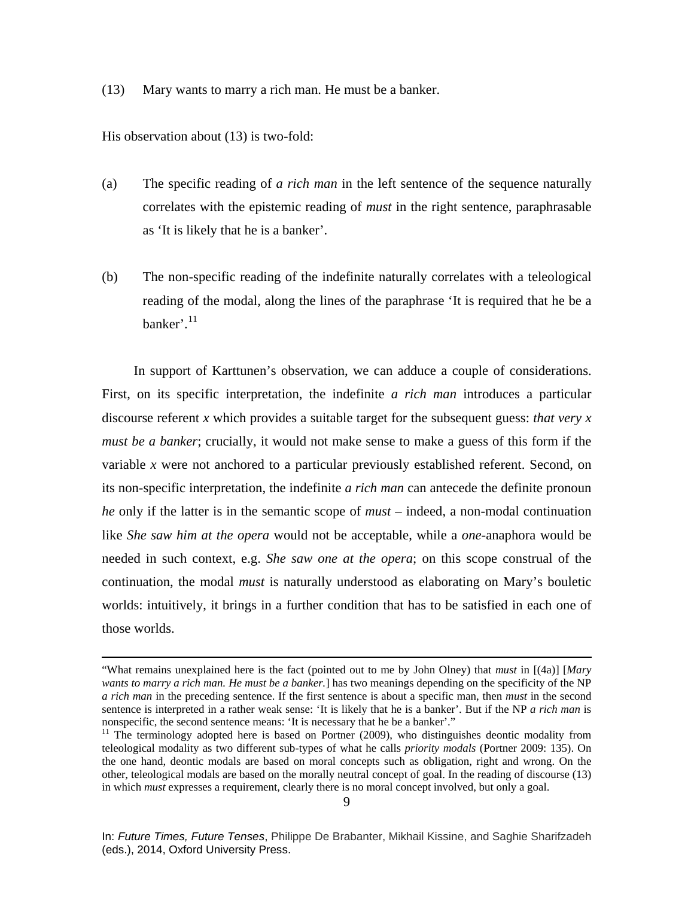(13) Mary wants to marry a rich man. He must be a banker.

His observation about (13) is two-fold:

(a) The specific reading of *a rich man* in the left sentence of the sequence naturally correlates with the epistemic reading of *must* in the right sentence, paraphrasable as 'It is likely that he is a banker'.

(b) The non-specific reading of the indefinite naturally correlates with a teleological reading of the modal, along the lines of the paraphrase 'It is required that he be a banker'.[11]

In support of Karttunen's observation, we can adduce a couple of considerations. First, on its specific interpretation, the indefinite *a rich man* introduces a particular discourse referent *x* which provides a suitable target for the subsequent guess: *that very x must be a banker*; crucially, it would not make sense to make a guess of this form if the variable *x* were not anchored to a particular previously established referent. Second, on its non-specific interpretation, the indefinite *a rich man* can antecede the definite pronoun *he* only if the latter is in the semantic scope of *must* – indeed, a non-modal continuation like *She saw him at the opera* would not be acceptable, while a *one*-anaphora would be needed in such context, e.g. *She saw one at the opera*; on this scope construal of the continuation, the modal *must* is naturally understood as elaborating on Mary's bouletic worlds: intuitively, it brings in a further condition that has to be satisfied in each one of those worlds.

---

"What remains unexplained here is the fact (pointed out to me by John Olney) that *must* in [(4a)] [*Mary wants to marry a rich man. He must be a banker.*] has two meanings depending on the specificity of the NP *a rich man* in the preceding sentence. If the first sentence is about a specific man, then *must* in the second sentence is interpreted in a rather weak sense: 'It is likely that he is a banker'. But if the NP *a rich man* is nonspecific, the second sentence means: 'It is necessary that he be a banker'."

[11] The terminology adopted here is based on Portner (2009), who distinguishes deontic modality from teleological modality as two different sub-types of what he calls *priority modals* (Portner 2009: 135). On the one hand, deontic modals are based on moral concepts such as obligation, right and wrong. On the other, teleological modals are based on the morally neutral concept of goal. In the reading of discourse (13) in which *must* expresses a requirement, clearly there is no moral concept involved, but only a goal.

In: *Future Times, Future Tenses*, Philippe De Brabanter, Mikhail Kissine, and Saghie Sharifzadeh (eds.), 2014, Oxford University Press.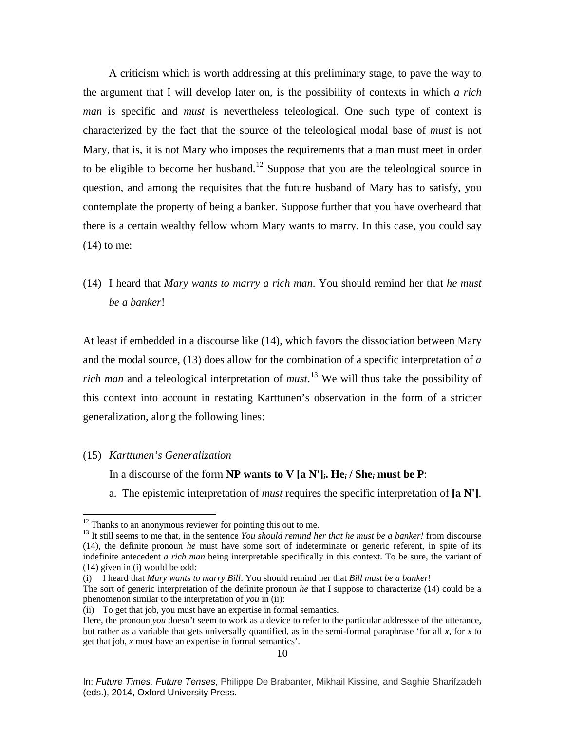A criticism which is worth addressing at this preliminary stage, to pave the way to the argument that I will develop later on, is the possibility of contexts in which *a rich man* is specific and *must* is nevertheless teleological. One such type of context is characterized by the fact that the source of the teleological modal base of *must* is not Mary, that is, it is not Mary who imposes the requirements that a man must meet in order to be eligible to become her husband.[12] Suppose that you are the teleological source in question, and among the requisites that the future husband of Mary has to satisfy, you contemplate the property of being a banker. Suppose further that you have overheard that there is a certain wealthy fellow whom Mary wants to marry. In this case, you could say (14) to me:

(14) I heard that *Mary wants to marry a rich man*. You should remind her that *he must be a banker*!

At least if embedded in a discourse like (14), which favors the dissociation between Mary and the modal source, (13) does allow for the combination of a specific interpretation of *a rich man* and a teleological interpretation of *must*.[13] We will thus take the possibility of this context into account in restating Karttunen's observation in the form of a stricter generalization, along the following lines:

(15) *Karttunen's Generalization*

In a discourse of the form **NP wants to V [a N']$_i$. He$_i$ / She$_i$ must be P**:

a. The epistemic interpretation of *must* requires the specific interpretation of **[a N']**.

---

[12] Thanks to an anonymous reviewer for pointing this out to me.

[13] It still seems to me that, in the sentence *You should remind her that he must be a banker!* from discourse (14), the definite pronoun *he* must have some sort of indeterminate or generic referent, in spite of its indefinite antecedent *a rich man* being interpretable specifically in this context. To be sure, the variant of (14) given in (i) would be odd:

(i) I heard that *Mary wants to marry Bill*. You should remind her that *Bill must be a banker*!

The sort of generic interpretation of the definite pronoun *he* that I suppose to characterize (14) could be a phenomenon similar to the interpretation of *you* in (ii):

(ii) To get that job, you must have an expertise in formal semantics.

Here, the pronoun *you* doesn't seem to work as a device to refer to the particular addressee of the utterance, but rather as a variable that gets universally quantified, as in the semi-formal paraphrase 'for all *x*, for *x* to get that job, *x* must have an expertise in formal semantics'.

In: *Future Times, Future Tenses*, Philippe De Brabanter, Mikhail Kissine, and Saghie Sharifzadeh (eds.), 2014, Oxford University Press.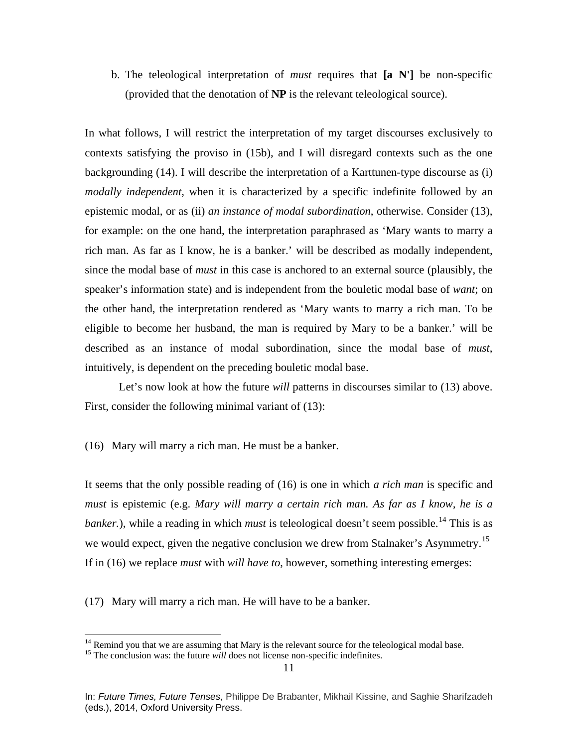b. The teleological interpretation of *must* requires that **[a N']** be non-specific (provided that the denotation of **NP** is the relevant teleological source).

In what follows, I will restrict the interpretation of my target discourses exclusively to contexts satisfying the proviso in (15b), and I will disregard contexts such as the one backgrounding (14). I will describe the interpretation of a Karttunen-type discourse as (i) *modally independent*, when it is characterized by a specific indefinite followed by an epistemic modal, or as (ii) *an instance of modal subordination*, otherwise. Consider (13), for example: on the one hand, the interpretation paraphrased as 'Mary wants to marry a rich man. As far as I know, he is a banker.' will be described as modally independent, since the modal base of *must* in this case is anchored to an external source (plausibly, the speaker's information state) and is independent from the bouletic modal base of *want*; on the other hand, the interpretation rendered as 'Mary wants to marry a rich man. To be eligible to become her husband, the man is required by Mary to be a banker.' will be described as an instance of modal subordination, since the modal base of *must*, intuitively, is dependent on the preceding bouletic modal base.

Let's now look at how the future *will* patterns in discourses similar to (13) above. First, consider the following minimal variant of (13):

(16) Mary will marry a rich man. He must be a banker.

It seems that the only possible reading of (16) is one in which *a rich man* is specific and *must* is epistemic (e.g. *Mary will marry a certain rich man. As far as I know, he is a banker.*), while a reading in which *must* is teleological doesn't seem possible.[14] This is as we would expect, given the negative conclusion we drew from Stalnaker's Asymmetry.[15] If in (16) we replace *must* with *will have to*, however, something interesting emerges:

(17) Mary will marry a rich man. He will have to be a banker.

---

[14] Remind you that we are assuming that Mary is the relevant source for the teleological modal base.

[15] The conclusion was: the future *will* does not license non-specific indefinites.

In: *Future Times, Future Tenses*, Philippe De Brabanter, Mikhail Kissine, and Saghie Sharifzadeh (eds.), 2014, Oxford University Press.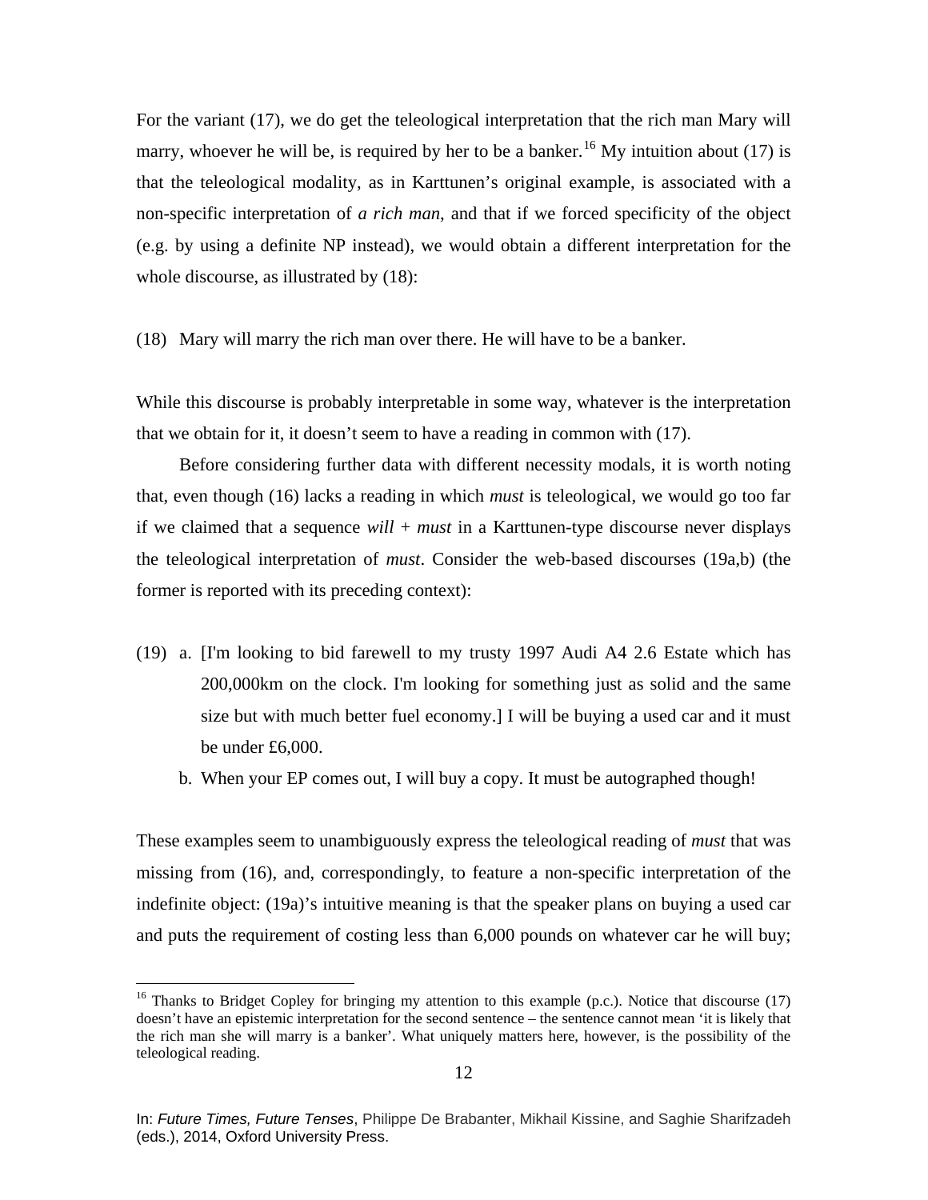For the variant (17), we do get the teleological interpretation that the rich man Mary will marry, whoever he will be, is required by her to be a banker.[16] My intuition about (17) is that the teleological modality, as in Karttunen's original example, is associated with a non-specific interpretation of *a rich man*, and that if we forced specificity of the object (e.g. by using a definite NP instead), we would obtain a different interpretation for the whole discourse, as illustrated by (18):

(18) Mary will marry the rich man over there. He will have to be a banker.

While this discourse is probably interpretable in some way, whatever is the interpretation that we obtain for it, it doesn't seem to have a reading in common with (17).

Before considering further data with different necessity modals, it is worth noting that, even though (16) lacks a reading in which *must* is teleological, we would go too far if we claimed that a sequence *will* + *must* in a Karttunen-type discourse never displays the teleological interpretation of *must*. Consider the web-based discourses (19a,b) (the former is reported with its preceding context):

(19) a. [I'm looking to bid farewell to my trusty 1997 Audi A4 2.6 Estate which has 200,000km on the clock. I'm looking for something just as solid and the same size but with much better fuel economy.] I will be buying a used car and it must be under £6,000.

b. When your EP comes out, I will buy a copy. It must be autographed though!

These examples seem to unambiguously express the teleological reading of *must* that was missing from (16), and, correspondingly, to feature a non-specific interpretation of the indefinite object: (19a)'s intuitive meaning is that the speaker plans on buying a used car and puts the requirement of costing less than 6,000 pounds on whatever car he will buy;

[16] Thanks to Bridget Copley for bringing my attention to this example (p.c.). Notice that discourse (17) doesn't have an epistemic interpretation for the second sentence – the sentence cannot mean 'it is likely that the rich man she will marry is a banker'. What uniquely matters here, however, is the possibility of the teleological reading.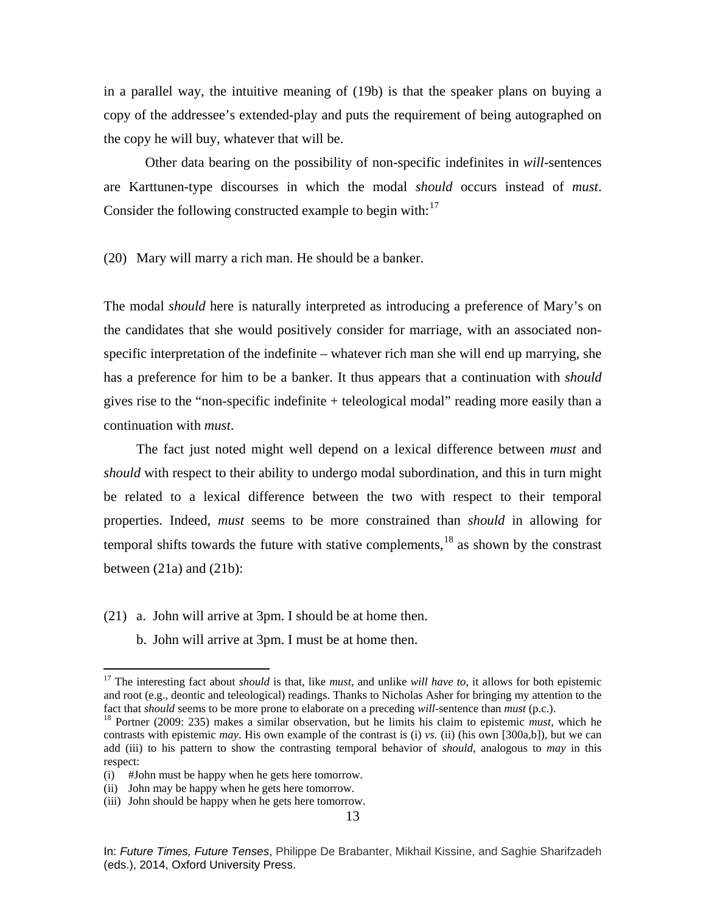in a parallel way, the intuitive meaning of (19b) is that the speaker plans on buying a copy of the addressee's extended-play and puts the requirement of being autographed on the copy he will buy, whatever that will be.

Other data bearing on the possibility of non-specific indefinites in *will*-sentences are Karttunen-type discourses in which the modal *should* occurs instead of *must*. Consider the following constructed example to begin with:[17]

(20) Mary will marry a rich man. He should be a banker.

The modal *should* here is naturally interpreted as introducing a preference of Mary's on the candidates that she would positively consider for marriage, with an associated non-specific interpretation of the indefinite – whatever rich man she will end up marrying, she has a preference for him to be a banker. It thus appears that a continuation with *should* gives rise to the "non-specific indefinite + teleological modal" reading more easily than a continuation with *must*.

The fact just noted might well depend on a lexical difference between *must* and *should* with respect to their ability to undergo modal subordination, and this in turn might be related to a lexical difference between the two with respect to their temporal properties. Indeed, *must* seems to be more constrained than *should* in allowing for temporal shifts towards the future with stative complements,[18] as shown by the constrast between (21a) and (21b):

(21) a. John will arrive at 3pm. I should be at home then.
     b. John will arrive at 3pm. I must be at home then.

---

[17] The interesting fact about *should* is that, like *must*, and unlike *will have to*, it allows for both epistemic and root (e.g., deontic and teleological) readings. Thanks to Nicholas Asher for bringing my attention to the fact that *should* seems to be more prone to elaborate on a preceding *will*-sentence than *must* (p.c.).

[18] Portner (2009: 235) makes a similar observation, but he limits his claim to epistemic *must*, which he contrasts with epistemic *may*. His own example of the contrast is (i) *vs.* (ii) (his own [300a,b]), but we can add (iii) to his pattern to show the contrasting temporal behavior of *should*, analogous to *may* in this respect:

(i) #John must be happy when he gets here tomorrow.
(ii) John may be happy when he gets here tomorrow.
(iii) John should be happy when he gets here tomorrow.

In: *Future Times, Future Tenses*, Philippe De Brabanter, Mikhail Kissine, and Saghie Sharifzadeh (eds.), 2014, Oxford University Press.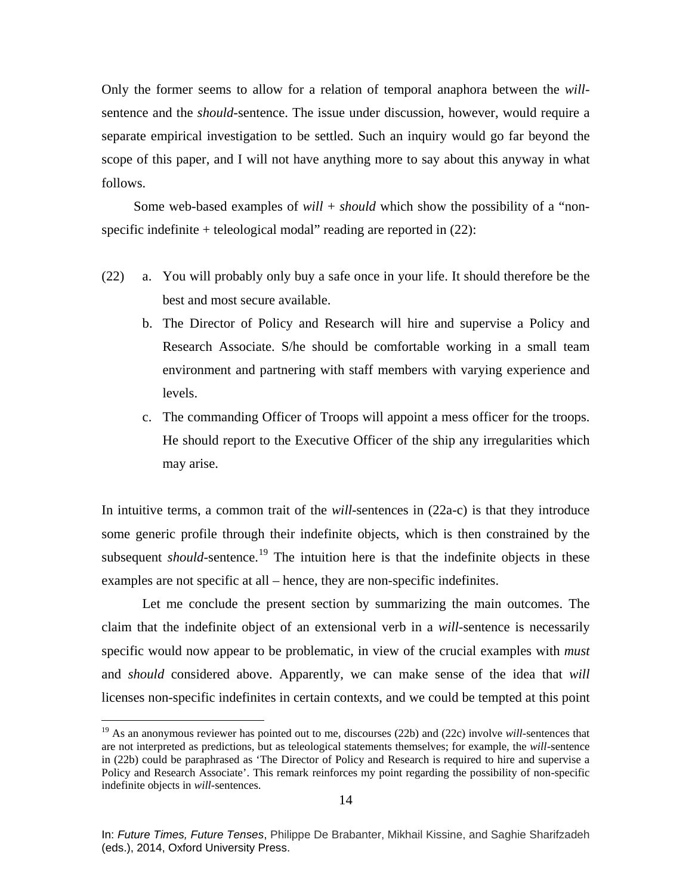Only the former seems to allow for a relation of temporal anaphora between the *will*-sentence and the *should*-sentence. The issue under discussion, however, would require a separate empirical investigation to be settled. Such an inquiry would go far beyond the scope of this paper, and I will not have anything more to say about this anyway in what follows.

Some web-based examples of *will* + *should* which show the possibility of a “non-specific indefinite + teleological modal” reading are reported in (22):

(22) a. You will probably only buy a safe once in your life. It should therefore be the best and most secure available.

b. The Director of Policy and Research will hire and supervise a Policy and Research Associate. S/he should be comfortable working in a small team environment and partnering with staff members with varying experience and levels.

c. The commanding Officer of Troops will appoint a mess officer for the troops. He should report to the Executive Officer of the ship any irregularities which may arise.

In intuitive terms, a common trait of the *will*-sentences in (22a-c) is that they introduce some generic profile through their indefinite objects, which is then constrained by the subsequent *should*-sentence.[19] The intuition here is that the indefinite objects in these examples are not specific at all – hence, they are non-specific indefinites.

Let me conclude the present section by summarizing the main outcomes. The claim that the indefinite object of an extensional verb in a *will*-sentence is necessarily specific would now appear to be problematic, in view of the crucial examples with *must* and *should* considered above. Apparently, we can make sense of the idea that *will* licenses non-specific indefinites in certain contexts, and we could be tempted at this point

[19] As an anonymous reviewer has pointed out to me, discourses (22b) and (22c) involve *will*-sentences that are not interpreted as predictions, but as teleological statements themselves; for example, the *will*-sentence in (22b) could be paraphrased as ‘The Director of Policy and Research is required to hire and supervise a Policy and Research Associate’. This remark reinforces my point regarding the possibility of non-specific indefinite objects in *will*-sentences.

In: *Future Times, Future Tenses*, Philippe De Brabanter, Mikhail Kissine, and Saghie Sharifzadeh (eds.), 2014, Oxford University Press.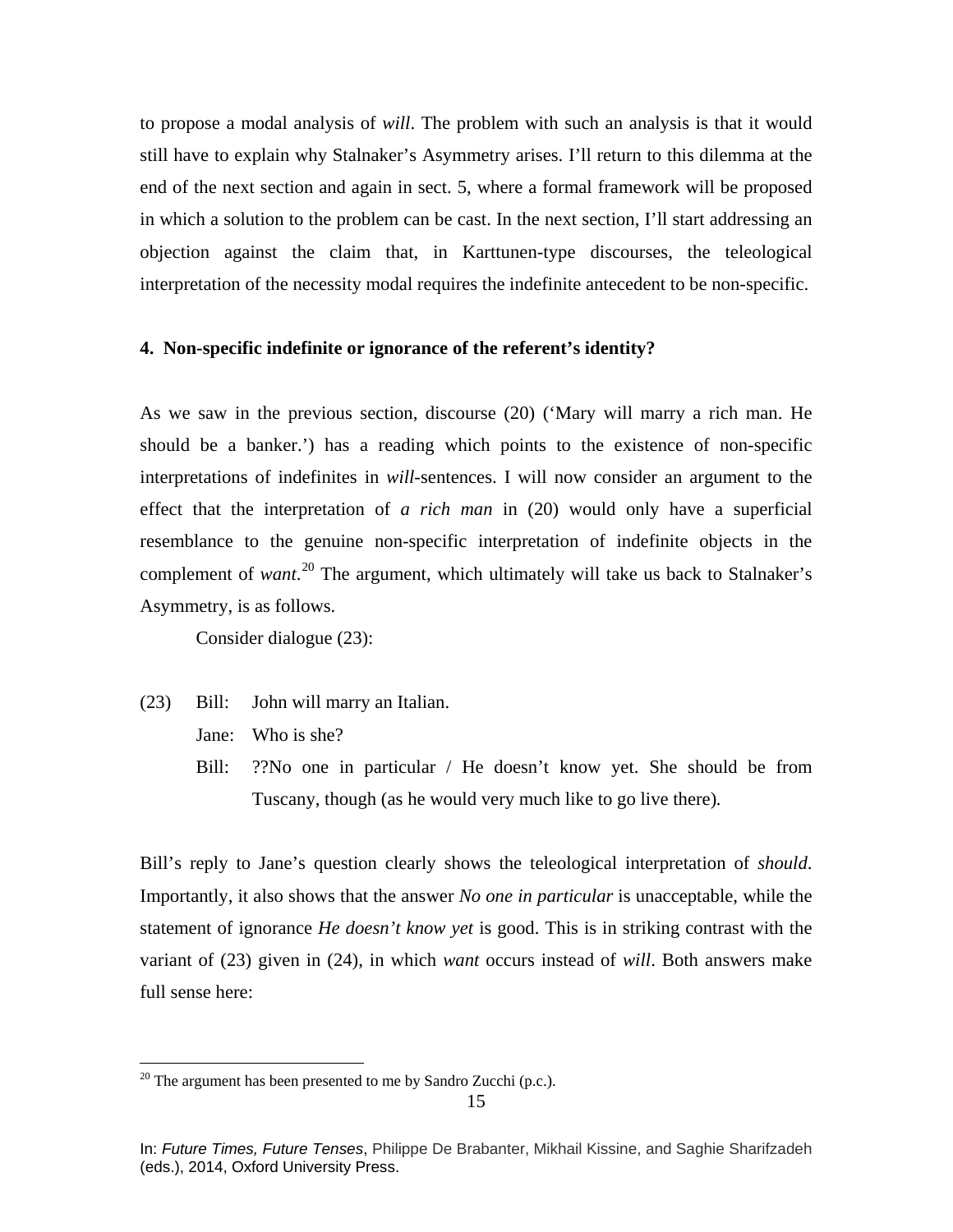to propose a modal analysis of *will*. The problem with such an analysis is that it would still have to explain why Stalnaker's Asymmetry arises. I'll return to this dilemma at the end of the next section and again in sect. 5, where a formal framework will be proposed in which a solution to the problem can be cast. In the next section, I'll start addressing an objection against the claim that, in Karttunen-type discourses, the teleological interpretation of the necessity modal requires the indefinite antecedent to be non-specific.

## 4. Non-specific indefinite or ignorance of the referent's identity?

As we saw in the previous section, discourse (20) ('Mary will marry a rich man. He should be a banker.') has a reading which points to the existence of non-specific interpretations of indefinites in *will*-sentences. I will now consider an argument to the effect that the interpretation of *a rich man* in (20) would only have a superficial resemblance to the genuine non-specific interpretation of indefinite objects in the complement of *want*.[20] The argument, which ultimately will take us back to Stalnaker's Asymmetry, is as follows.

Consider dialogue (23):

(23) Bill: John will marry an Italian.
 Jane: Who is she?
 Bill: ??No one in particular / He doesn't know yet. She should be from Tuscany, though (as he would very much like to go live there).

Bill's reply to Jane's question clearly shows the teleological interpretation of *should*. Importantly, it also shows that the answer *No one in particular* is unacceptable, while the statement of ignorance *He doesn't know yet* is good. This is in striking contrast with the variant of (23) given in (24), in which *want* occurs instead of *will*. Both answers make full sense here:

[20] The argument has been presented to me by Sandro Zucchi (p.c.).

In: *Future Times, Future Tenses*, Philippe De Brabanter, Mikhail Kissine, and Saghie Sharifzadeh (eds.), 2014, Oxford University Press.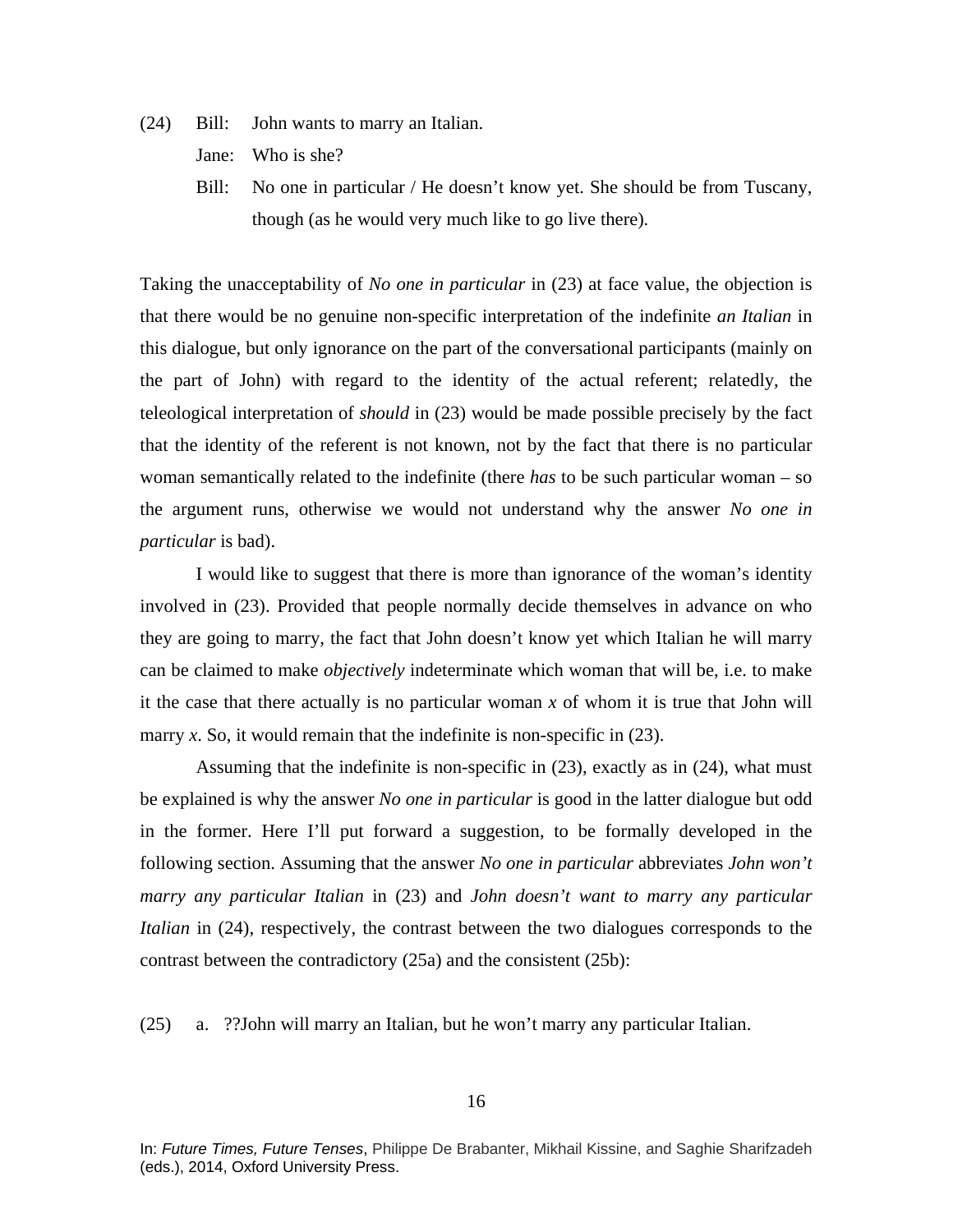(24) Bill: John wants to marry an Italian.

Jane: Who is she?

Bill: No one in particular / He doesn't know yet. She should be from Tuscany, though (as he would very much like to go live there).

Taking the unacceptability of *No one in particular* in (23) at face value, the objection is that there would be no genuine non-specific interpretation of the indefinite *an Italian* in this dialogue, but only ignorance on the part of the conversational participants (mainly on the part of John) with regard to the identity of the actual referent; relatedly, the teleological interpretation of *should* in (23) would be made possible precisely by the fact that the identity of the referent is not known, not by the fact that there is no particular woman semantically related to the indefinite (there *has* to be such particular woman – so the argument runs, otherwise we would not understand why the answer *No one in particular* is bad).

I would like to suggest that there is more than ignorance of the woman's identity involved in (23). Provided that people normally decide themselves in advance on who they are going to marry, the fact that John doesn't know yet which Italian he will marry can be claimed to make *objectively* indeterminate which woman that will be, i.e. to make it the case that there actually is no particular woman *x* of whom it is true that John will marry *x*. So, it would remain that the indefinite is non-specific in (23).

Assuming that the indefinite is non-specific in (23), exactly as in (24), what must be explained is why the answer *No one in particular* is good in the latter dialogue but odd in the former. Here I'll put forward a suggestion, to be formally developed in the following section. Assuming that the answer *No one in particular* abbreviates *John won't marry any particular Italian* in (23) and *John doesn't want to marry any particular Italian* in (24), respectively, the contrast between the two dialogues corresponds to the contrast between the contradictory (25a) and the consistent (25b):

(25) a. ??John will marry an Italian, but he won't marry any particular Italian.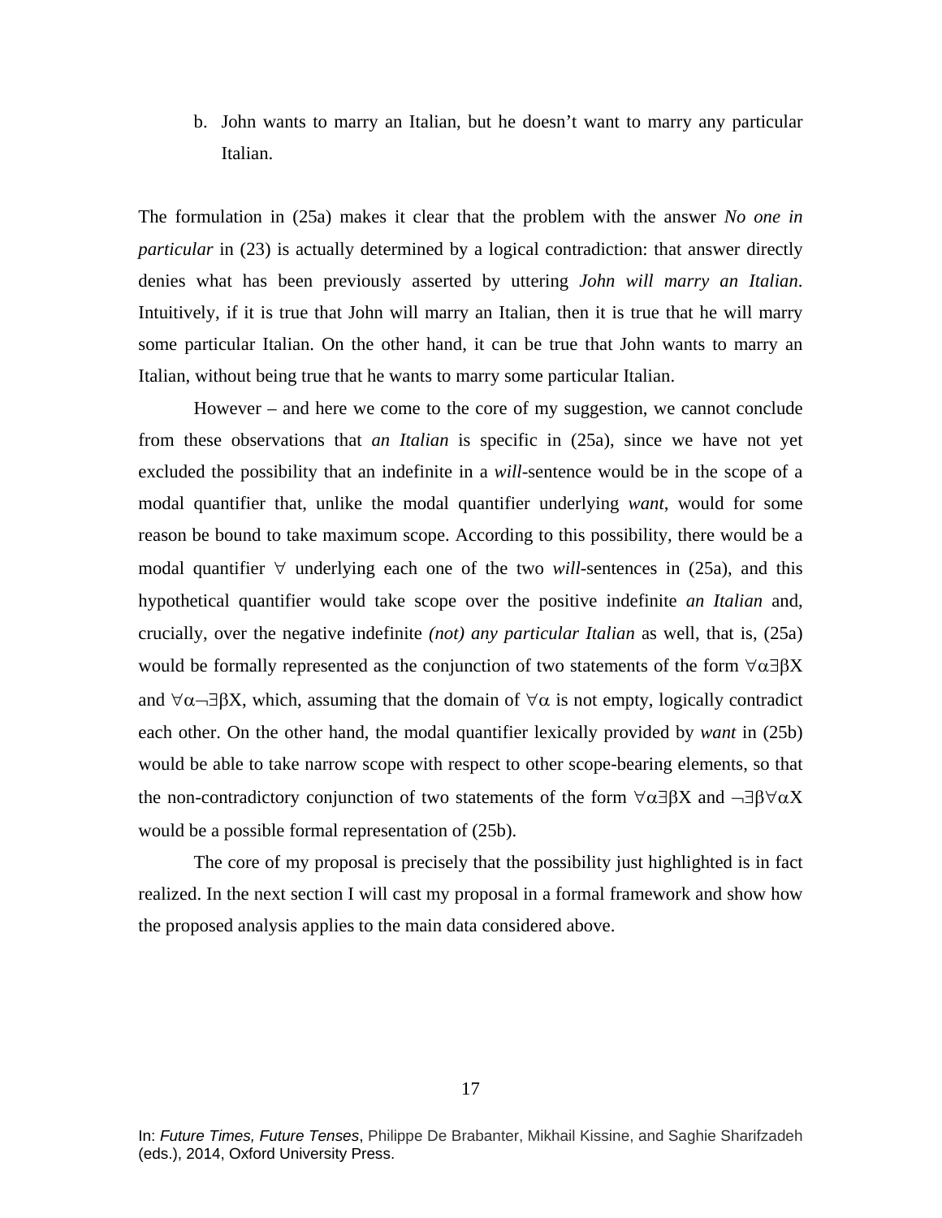b. John wants to marry an Italian, but he doesn't want to marry any particular Italian.

The formulation in (25a) makes it clear that the problem with the answer *No one in particular* in (23) is actually determined by a logical contradiction: that answer directly denies what has been previously asserted by uttering *John will marry an Italian*. Intuitively, if it is true that John will marry an Italian, then it is true that he will marry some particular Italian. On the other hand, it can be true that John wants to marry an Italian, without being true that he wants to marry some particular Italian.

However – and here we come to the core of my suggestion, we cannot conclude from these observations that *an Italian* is specific in (25a), since we have not yet excluded the possibility that an indefinite in a *will*-sentence would be in the scope of a modal quantifier that, unlike the modal quantifier underlying *want*, would for some reason be bound to take maximum scope. According to this possibility, there would be a modal quantifier $\forall$ underlying each one of the two *will*-sentences in (25a), and this hypothetical quantifier would take scope over the positive indefinite *an Italian* and, crucially, over the negative indefinite *(not) any particular Italian* as well, that is, (25a) would be formally represented as the conjunction of two statements of the form $\forall\alpha\exists\beta X$ and $\forall\alpha\neg\exists\beta X$, which, assuming that the domain of $\forall\alpha$ is not empty, logically contradict each other. On the other hand, the modal quantifier lexically provided by *want* in (25b) would be able to take narrow scope with respect to other scope-bearing elements, so that the non-contradictory conjunction of two statements of the form $\forall\alpha\exists\beta X$ and $\neg\exists\beta\forall\alpha X$ would be a possible formal representation of (25b).

The core of my proposal is precisely that the possibility just highlighted is in fact realized. In the next section I will cast my proposal in a formal framework and show how the proposed analysis applies to the main data considered above.

In: *Future Times, Future Tenses*, Philippe De Brabanter, Mikhail Kissine, and Saghie Sharifzadeh (eds.), 2014, Oxford University Press.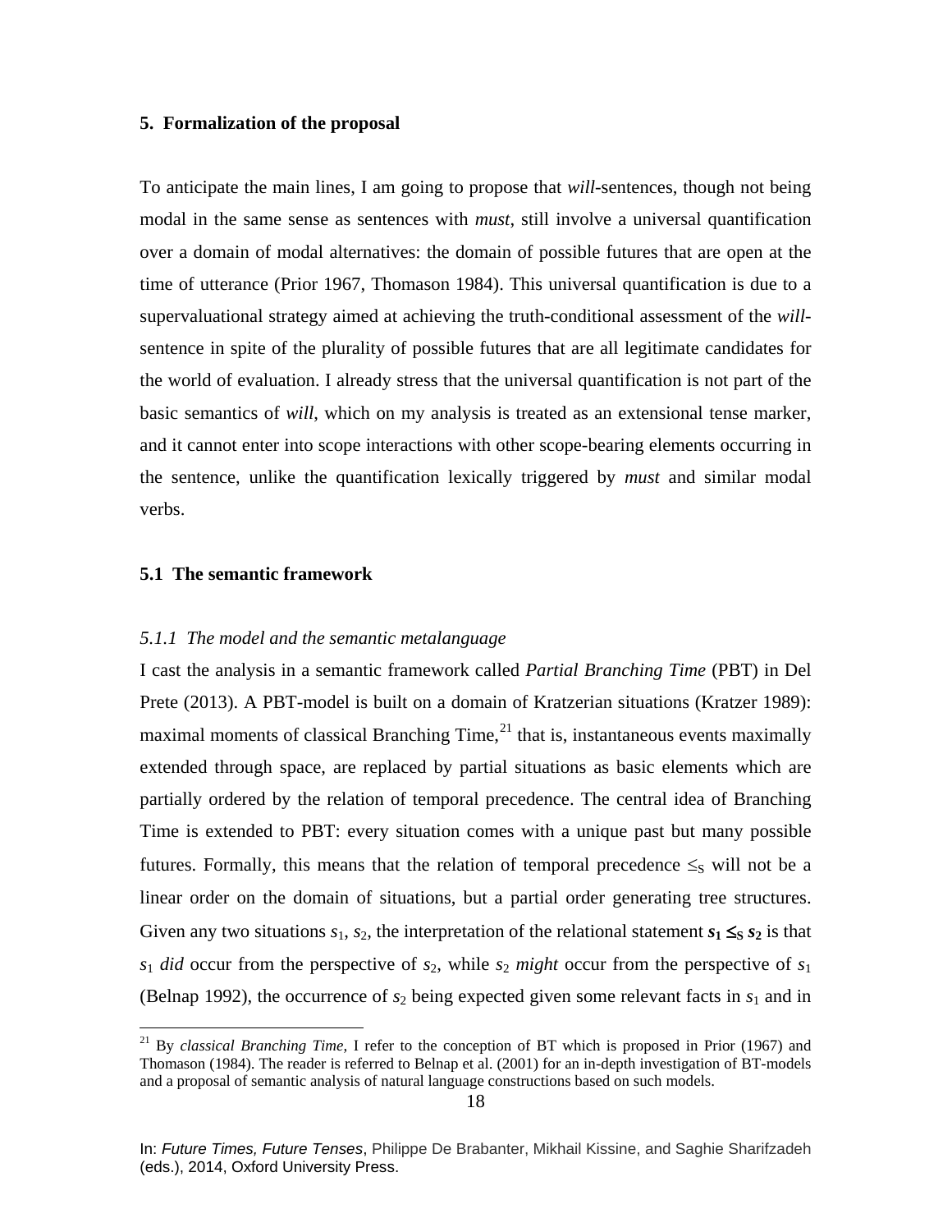## 5. Formalization of the proposal

To anticipate the main lines, I am going to propose that *will*-sentences, though not being modal in the same sense as sentences with *must*, still involve a universal quantification over a domain of modal alternatives: the domain of possible futures that are open at the time of utterance (Prior 1967, Thomason 1984). This universal quantification is due to a supervaluational strategy aimed at achieving the truth-conditional assessment of the *will*-sentence in spite of the plurality of possible futures that are all legitimate candidates for the world of evaluation. I already stress that the universal quantification is not part of the basic semantics of *will*, which on my analysis is treated as an extensional tense marker, and it cannot enter into scope interactions with other scope-bearing elements occurring in the sentence, unlike the quantification lexically triggered by *must* and similar modal verbs.

### 5.1 The semantic framework

#### *5.1.1 The model and the semantic metalanguage*

I cast the analysis in a semantic framework called *Partial Branching Time* (PBT) in Del Prete (2013). A PBT-model is built on a domain of Kratzerian situations (Kratzer 1989): maximal moments of classical Branching Time,[21] that is, instantaneous events maximally extended through space, are replaced by partial situations as basic elements which are partially ordered by the relation of temporal precedence. The central idea of Branching Time is extended to PBT: every situation comes with a unique past but many possible futures. Formally, this means that the relation of temporal precedence $\leq_S$ will not be a linear order on the domain of situations, but a partial order generating tree structures. Given any two situations $s_1$, $s_2$, the interpretation of the relational statement $\boldsymbol{s_1 \leq_S s_2}$ is that $s_1$ *did* occur from the perspective of $s_2$, while $s_2$ *might* occur from the perspective of $s_1$ (Belnap 1992), the occurrence of $s_2$ being expected given some relevant facts in $s_1$ and in

[21] By *classical Branching Time*, I refer to the conception of BT which is proposed in Prior (1967) and Thomason (1984). The reader is referred to Belnap et al. (2001) for an in-depth investigation of BT-models and a proposal of semantic analysis of natural language constructions based on such models.

In: *Future Times, Future Tenses*, Philippe De Brabanter, Mikhail Kissine, and Saghie Sharifzadeh (eds.), 2014, Oxford University Press.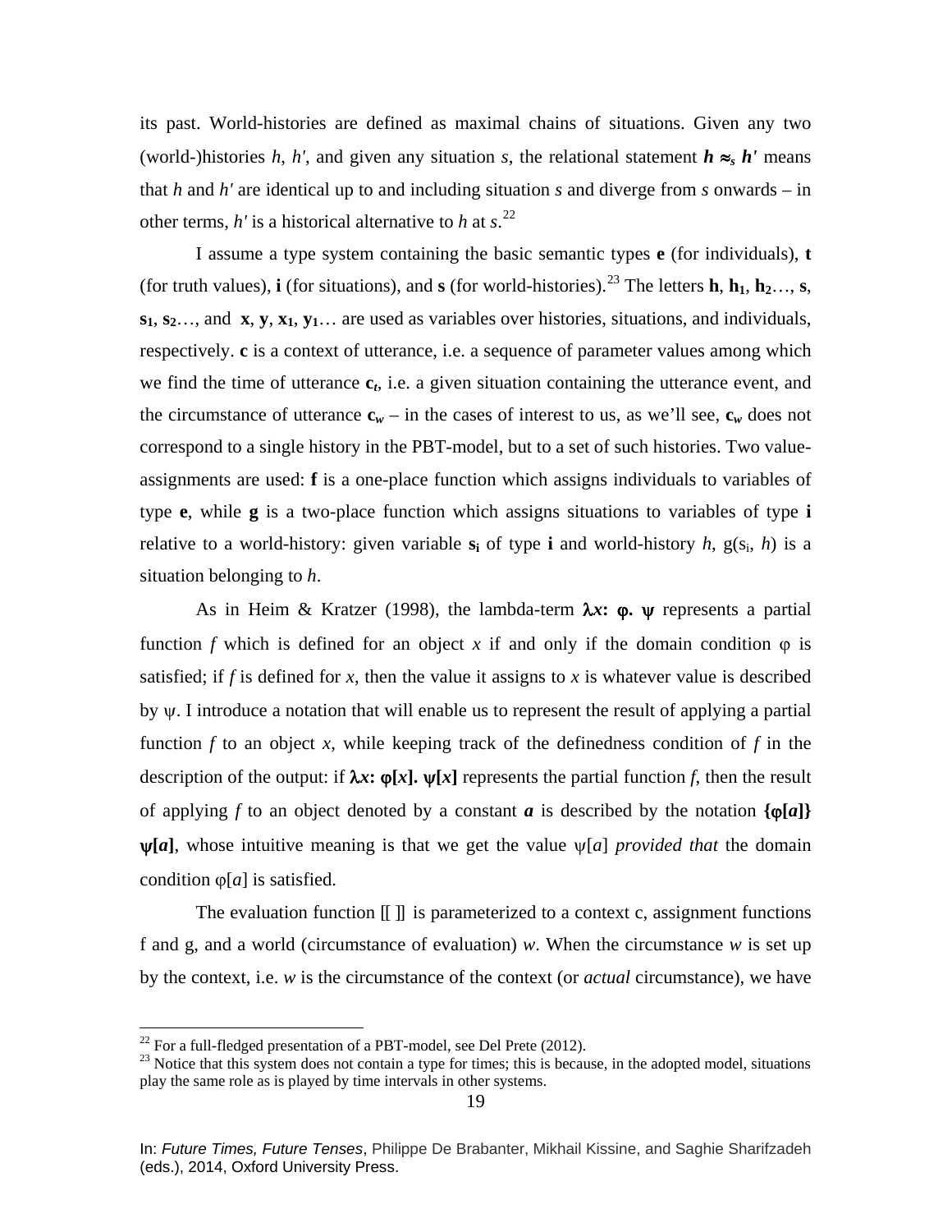its past. World-histories are defined as maximal chains of situations. Given any two (world-)histories *h*, *h'*, and given any situation *s*, the relational statement $h \approx_s h'$ means that *h* and *h'* are identical up to and including situation *s* and diverge from *s* onwards – in other terms, *h'* is a historical alternative to *h* at *s*.[22]

I assume a type system containing the basic semantic types **e** (for individuals), **t** (for truth values), **i** (for situations), and **s** (for world-histories).[23] The letters $\mathbf{h}$, $\mathbf{h_1}$, $\mathbf{h_2}$…, $\mathbf{s}$, $\mathbf{s_1}$, $\mathbf{s_2}$…, and $\mathbf{x}$, $\mathbf{y}$, $\mathbf{x_1}$, $\mathbf{y_1}$… are used as variables over histories, situations, and individuals, respectively. **c** is a context of utterance, i.e. a sequence of parameter values among which we find the time of utterance $\mathbf{c}_t$, i.e. a given situation containing the utterance event, and the circumstance of utterance $\mathbf{c}_w$ – in the cases of interest to us, as we'll see, $\mathbf{c}_w$ does not correspond to a single history in the PBT-model, but to a set of such histories. Two value-assignments are used: **f** is a one-place function which assigns individuals to variables of type **e**, while **g** is a two-place function which assigns situations to variables of type **i** relative to a world-history: given variable $\mathbf{s_i}$ of type **i** and world-history *h*, g($s_i$, *h*) is a situation belonging to *h*.

As in Heim & Kratzer (1998), the lambda-term $\lambda x\text{: } \varphi.\ \psi$ represents a partial function *f* which is defined for an object *x* if and only if the domain condition $\varphi$ is satisfied; if *f* is defined for *x*, then the value it assigns to *x* is whatever value is described by $\psi$. I introduce a notation that will enable us to represent the result of applying a partial function *f* to an object *x*, while keeping track of the definedness condition of *f* in the description of the output: if $\lambda x\text{: } \varphi[x].\ \psi[x]$ represents the partial function *f*, then the result of applying *f* to an object denoted by a constant $a$ is described by the notation $\{\varphi[a]\}\ \psi[a]$, whose intuitive meaning is that we get the value $\psi[a]$ *provided that* the domain condition $\varphi[a]$ is satisfied.

The evaluation function [[ ]] is parameterized to a context c, assignment functions f and g, and a world (circumstance of evaluation) *w*. When the circumstance *w* is set up by the context, i.e. *w* is the circumstance of the context (or *actual* circumstance), we have

[22] For a full-fledged presentation of a PBT-model, see Del Prete (2012).

[23] Notice that this system does not contain a type for times; this is because, in the adopted model, situations play the same role as is played by time intervals in other systems.

In: *Future Times, Future Tenses*, Philippe De Brabanter, Mikhail Kissine, and Saghie Sharifzadeh (eds.), 2014, Oxford University Press.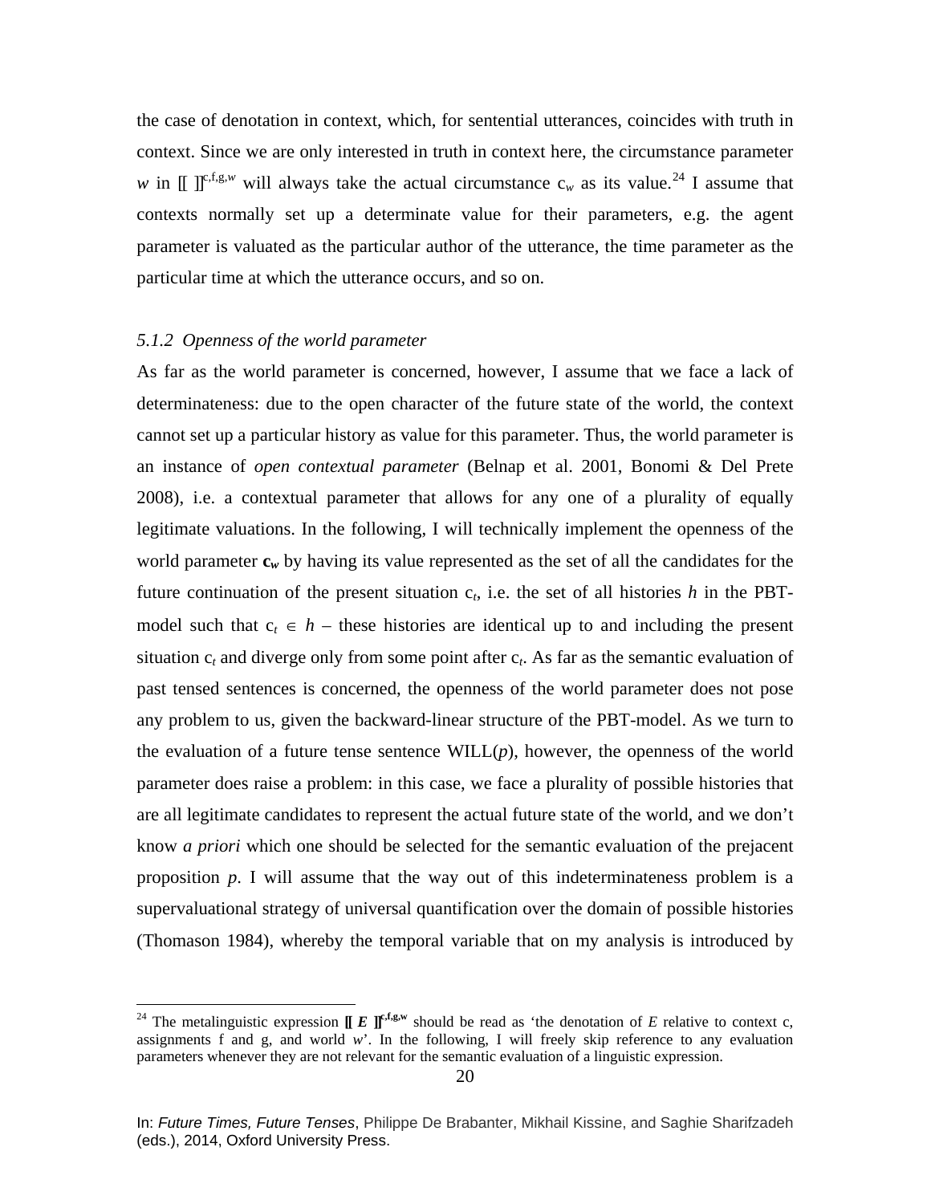the case of denotation in context, which, for sentential utterances, coincides with truth in context. Since we are only interested in truth in context here, the circumstance parameter $w$ in $[\![\ ]\!]^{c,f,g,w}$ will always take the actual circumstance $c_w$ as its value.[24] I assume that contexts normally set up a determinate value for their parameters, e.g. the agent parameter is valuated as the particular author of the utterance, the time parameter as the particular time at which the utterance occurs, and so on.

### *5.1.2 Openness of the world parameter*

As far as the world parameter is concerned, however, I assume that we face a lack of determinateness: due to the open character of the future state of the world, the context cannot set up a particular history as value for this parameter. Thus, the world parameter is an instance of *open contextual parameter* (Belnap et al. 2001, Bonomi & Del Prete 2008), i.e. a contextual parameter that allows for any one of a plurality of equally legitimate valuations. In the following, I will technically implement the openness of the world parameter $\mathbf{c}_w$ by having its value represented as the set of all the candidates for the future continuation of the present situation $c_t$, i.e. the set of all histories $h$ in the PBT-model such that $c_t \in h$ – these histories are identical up to and including the present situation $c_t$ and diverge only from some point after $c_t$. As far as the semantic evaluation of past tensed sentences is concerned, the openness of the world parameter does not pose any problem to us, given the backward-linear structure of the PBT-model. As we turn to the evaluation of a future tense sentence WILL($p$), however, the openness of the world parameter does raise a problem: in this case, we face a plurality of possible histories that are all legitimate candidates to represent the actual future state of the world, and we don't know *a priori* which one should be selected for the semantic evaluation of the prejacent proposition $p$. I will assume that the way out of this indeterminateness problem is a supervaluational strategy of universal quantification over the domain of possible histories (Thomason 1984), whereby the temporal variable that on my analysis is introduced by

---

[24] The metalinguistic expression $[\![ E ]\!]^{c,f,g,w}$ should be read as 'the denotation of $E$ relative to context c, assignments f and g, and world $w$'. In the following, I will freely skip reference to any evaluation parameters whenever they are not relevant for the semantic evaluation of a linguistic expression.

In: *Future Times, Future Tenses*, Philippe De Brabanter, Mikhail Kissine, and Saghie Sharifzadeh (eds.), 2014, Oxford University Press.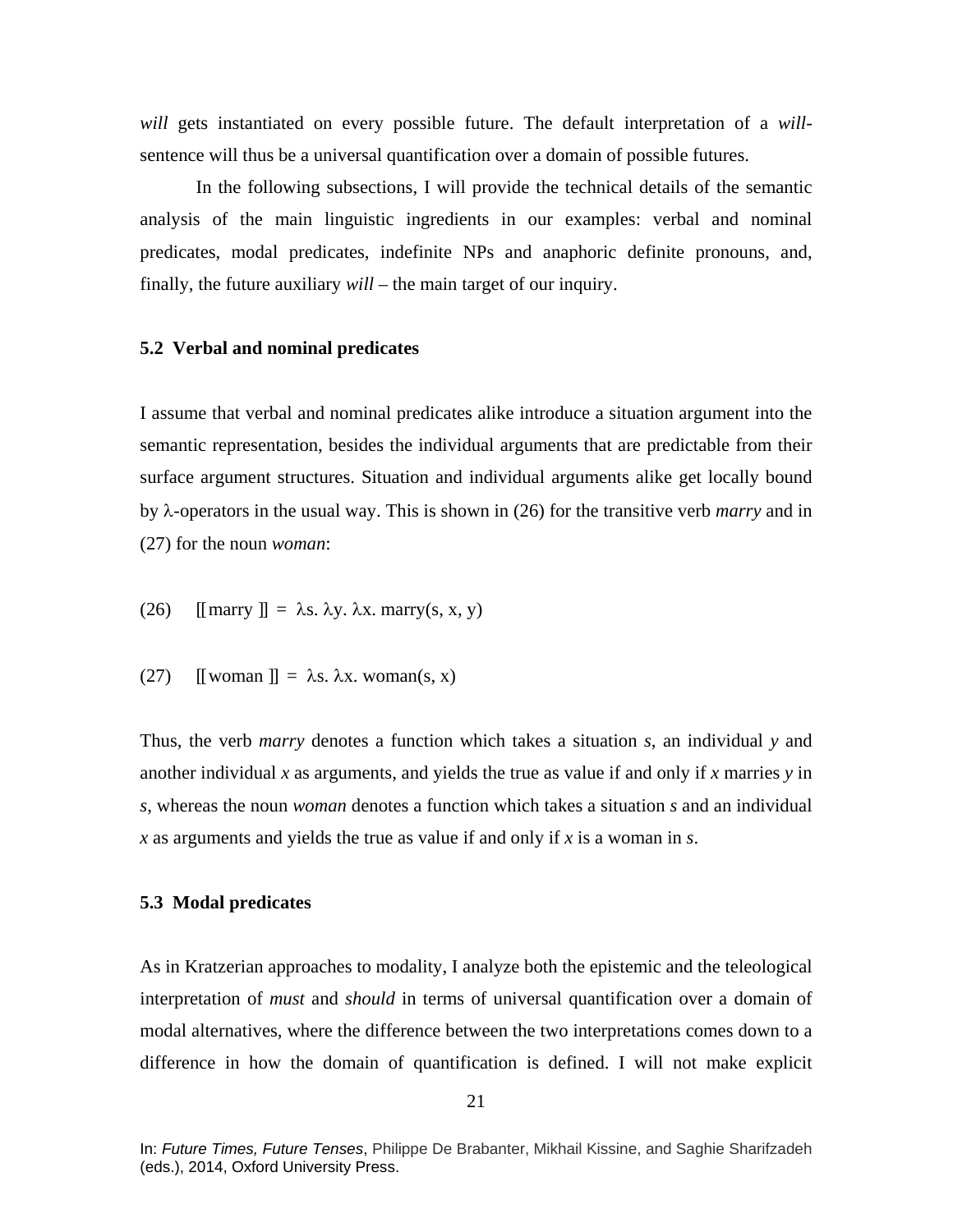*will* gets instantiated on every possible future. The default interpretation of a *will*-sentence will thus be a universal quantification over a domain of possible futures.

In the following subsections, I will provide the technical details of the semantic analysis of the main linguistic ingredients in our examples: verbal and nominal predicates, modal predicates, indefinite NPs and anaphoric definite pronouns, and, finally, the future auxiliary *will* – the main target of our inquiry.

### 5.2 Verbal and nominal predicates

I assume that verbal and nominal predicates alike introduce a situation argument into the semantic representation, besides the individual arguments that are predictable from their surface argument structures. Situation and individual arguments alike get locally bound by λ-operators in the usual way. This is shown in (26) for the transitive verb *marry* and in (27) for the noun *woman*:

(26) $[\![ \text{marry} ]\!] = \lambda s.\ \lambda y.\ \lambda x.\ \text{marry}(s, x, y)$

(27) $[\![ \text{woman} ]\!] = \lambda s.\ \lambda x.\ \text{woman}(s, x)$

Thus, the verb *marry* denotes a function which takes a situation *s*, an individual *y* and another individual *x* as arguments, and yields the true as value if and only if *x* marries *y* in *s*, whereas the noun *woman* denotes a function which takes a situation *s* and an individual *x* as arguments and yields the true as value if and only if *x* is a woman in *s*.

### 5.3 Modal predicates

As in Kratzerian approaches to modality, I analyze both the epistemic and the teleological interpretation of *must* and *should* in terms of universal quantification over a domain of modal alternatives, where the difference between the two interpretations comes down to a difference in how the domain of quantification is defined. I will not make explicit

In: *Future Times, Future Tenses*, Philippe De Brabanter, Mikhail Kissine, and Saghie Sharifzadeh (eds.), 2014, Oxford University Press.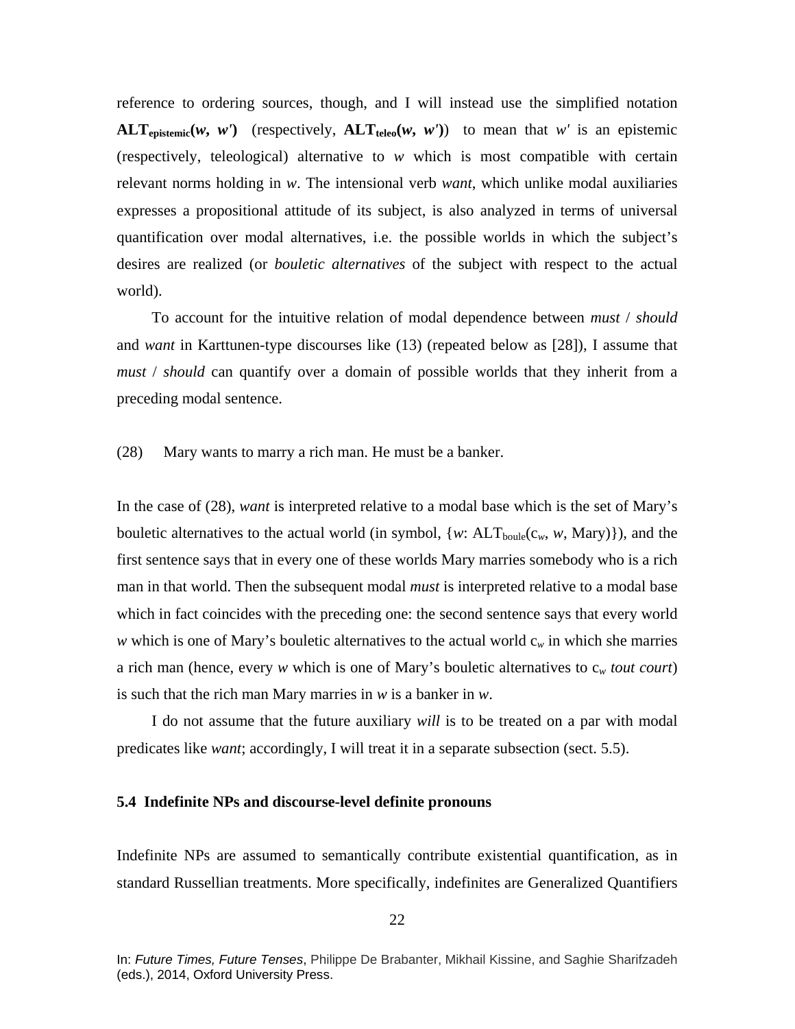reference to ordering sources, though, and I will instead use the simplified notation **ALT$_{\mathbf{epistemic}}$(*w*, *w′*)** (respectively, **ALT$_{\mathbf{teleo}}$(*w*, *w′*)**) to mean that *w′* is an epistemic (respectively, teleological) alternative to *w* which is most compatible with certain relevant norms holding in *w*. The intensional verb *want*, which unlike modal auxiliaries expresses a propositional attitude of its subject, is also analyzed in terms of universal quantification over modal alternatives, i.e. the possible worlds in which the subject's desires are realized (or *bouletic alternatives* of the subject with respect to the actual world).

To account for the intuitive relation of modal dependence between *must* / *should* and *want* in Karttunen-type discourses like (13) (repeated below as [28]), I assume that *must* / *should* can quantify over a domain of possible worlds that they inherit from a preceding modal sentence.

(28) Mary wants to marry a rich man. He must be a banker.

In the case of (28), *want* is interpreted relative to a modal base which is the set of Mary's bouletic alternatives to the actual world (in symbol, $\{w\text{: ALT}_{\text{boule}}(c_w, w, \text{Mary})\}$), and the first sentence says that in every one of these worlds Mary marries somebody who is a rich man in that world. Then the subsequent modal *must* is interpreted relative to a modal base which in fact coincides with the preceding one: the second sentence says that every world *w* which is one of Mary's bouletic alternatives to the actual world $c_w$ in which she marries a rich man (hence, every *w* which is one of Mary's bouletic alternatives to $c_w$ *tout court*) is such that the rich man Mary marries in *w* is a banker in *w*.

I do not assume that the future auxiliary *will* is to be treated on a par with modal predicates like *want*; accordingly, I will treat it in a separate subsection (sect. 5.5).

### 5.4 Indefinite NPs and discourse-level definite pronouns

Indefinite NPs are assumed to semantically contribute existential quantification, as in standard Russellian treatments. More specifically, indefinites are Generalized Quantifiers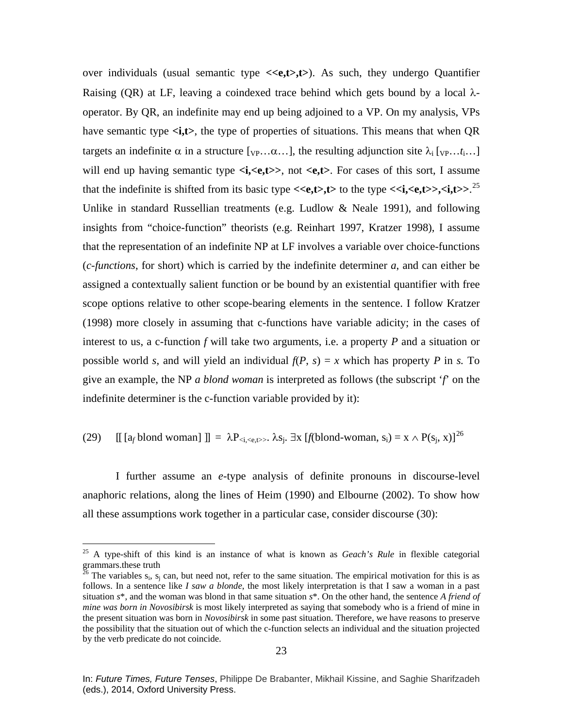over individuals (usual semantic type **<<e,t>,t>**). As such, they undergo Quantifier Raising (QR) at LF, leaving a coindexed trace behind which gets bound by a local λ-operator. By QR, an indefinite may end up being adjoined to a VP. On my analysis, VPs have semantic type **<i,t>**, the type of properties of situations. This means that when QR targets an indefinite α in a structure $[_{VP}\ldots\alpha\ldots]$, the resulting adjunction site $\lambda_i\,[_{VP}\ldots t_i\ldots]$ will end up having semantic type **<i,<e,t>>**, not **<e,t>**. For cases of this sort, I assume that the indefinite is shifted from its basic type **<<e,t>,t>** to the type **<<i,<e,t>>,<i,t>>**.[25] Unlike in standard Russellian treatments (e.g. Ludlow & Neale 1991), and following insights from "choice-function" theorists (e.g. Reinhart 1997, Kratzer 1998), I assume that the representation of an indefinite NP at LF involves a variable over choice-functions (*c-functions*, for short) which is carried by the indefinite determiner *a*, and can either be assigned a contextually salient function or be bound by an existential quantifier with free scope options relative to other scope-bearing elements in the sentence. I follow Kratzer (1998) more closely in assuming that c-functions have variable adicity; in the cases of interest to us, a c-function *f* will take two arguments, i.e. a property *P* and a situation or possible world *s*, and will yield an individual $f(P, s) = x$ which has property *P* in *s.* To give an example, the NP *a blond woman* is interpreted as follows (the subscript '*f*' on the indefinite determiner is the c-function variable provided by it):

(29) $[\![\,[a_f \text{ blond woman}]\,]\!] = \lambda P_{<i,<e,t>>}.\ \lambda s_j.\ \exists x\,[f(\text{blond-woman}, s_i) = x \wedge P(s_j, x)]$[26]

I further assume an *e*-type analysis of definite pronouns in discourse-level anaphoric relations, along the lines of Heim (1990) and Elbourne (2002). To show how all these assumptions work together in a particular case, consider discourse (30):

---

[25] A type-shift of this kind is an instance of what is known as *Geach's Rule* in flexible categorial grammars.these truth

[26] The variables $s_i$, $s_j$ can, but need not, refer to the same situation. The empirical motivation for this is as follows. In a sentence like *I saw a blonde*, the most likely interpretation is that I saw a woman in a past situation *s*\*, and the woman was blond in that same situation *s*\*. On the other hand, the sentence *A friend of mine was born in Novosibirsk* is most likely interpreted as saying that somebody who is a friend of mine in the present situation was born in *Novosibirsk* in some past situation. Therefore, we have reasons to preserve the possibility that the situation out of which the c-function selects an individual and the situation projected by the verb predicate do not coincide.

In: *Future Times, Future Tenses*, Philippe De Brabanter, Mikhail Kissine, and Saghie Sharifzadeh (eds.), 2014, Oxford University Press.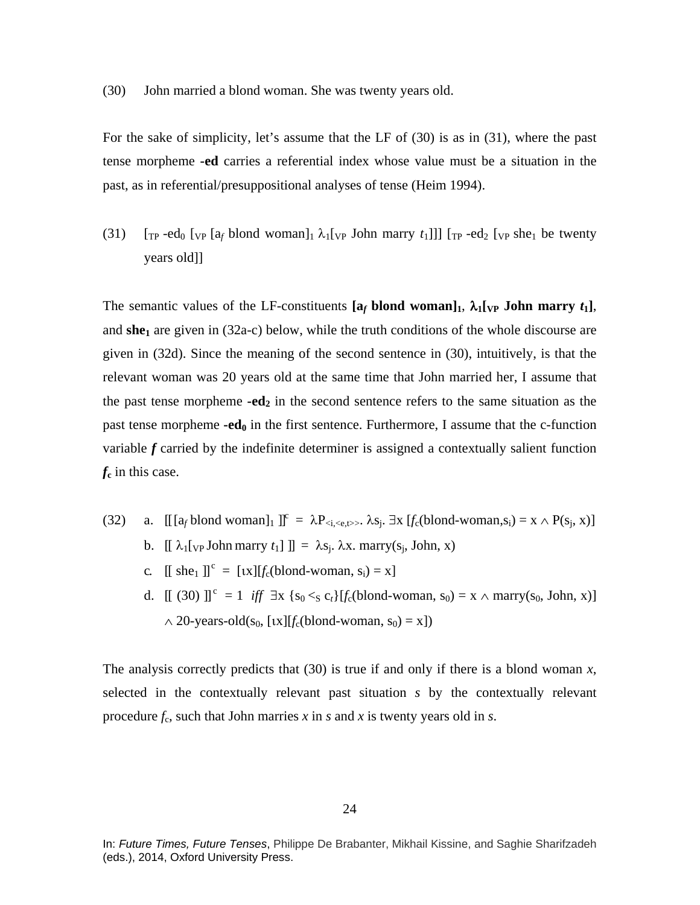(30) John married a blond woman. She was twenty years old.

For the sake of simplicity, let's assume that the LF of (30) is as in (31), where the past tense morpheme **-ed** carries a referential index whose value must be a situation in the past, as in referential/presuppositional analyses of tense (Heim 1994).

(31) $[_{TP}$ -ed$_0$ $[_{VP}$ $[a_f$ blond woman$]_1$ $\lambda_1[_{VP}$ John marry $t_1]]]$ $[_{TP}$ -ed$_2$ $[_{VP}$ she$_1$ be twenty years old$]]$

The semantic values of the LF-constituents **$[a_f$ blond woman$]_1$**, **$\lambda_1[_{VP}$ John marry $t_1]$**, and **she$_1$** are given in (32a-c) below, while the truth conditions of the whole discourse are given in (32d). Since the meaning of the second sentence in (30), intuitively, is that the relevant woman was 20 years old at the same time that John married her, I assume that the past tense morpheme **-ed$_2$** in the second sentence refers to the same situation as the past tense morpheme **-ed$_0$** in the first sentence. Furthermore, I assume that the c-function variable ***f*** carried by the indefinite determiner is assigned a contextually salient function ***f*$_c$** in this case.

(32)
a. $[[\,[a_f \text{ blond woman}]_1\,]]^c = \lambda P_{<i,<e,t>>}.\ \lambda s_j.\ \exists x\ [f_c(\text{blond-woman},s_i) = x \wedge P(s_j, x)]$
b. $[[\ \lambda_1[_{VP} \text{ John marry } t_1]\ ]] = \lambda s_j.\ \lambda x.\ \text{marry}(s_j, \text{John}, x)$
c. $[[\ \text{she}_1\ ]]^c = [\iota x][f_c(\text{blond-woman}, s_i) = x]$
d. $[[\ (30)\ ]]^c = 1$ *iff* $\exists x\ \{s_0 <_S c_r\}[f_c(\text{blond-woman}, s_0) = x \wedge \text{marry}(s_0, \text{John}, x)]$ $\wedge$ 20-years-old$(s_0, [\iota x][f_c(\text{blond-woman}, s_0) = x])$

The analysis correctly predicts that (30) is true if and only if there is a blond woman *x*, selected in the contextually relevant past situation *s* by the contextually relevant procedure $f_c$, such that John marries *x* in *s* and *x* is twenty years old in *s*.

In: *Future Times, Future Tenses*, Philippe De Brabanter, Mikhail Kissine, and Saghie Sharifzadeh (eds.), 2014, Oxford University Press.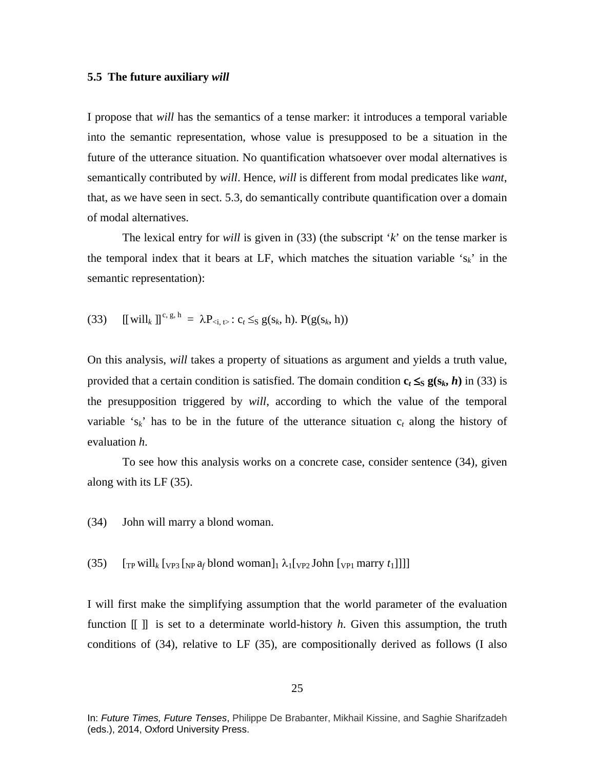### 5.5 The future auxiliary *will*

I propose that *will* has the semantics of a tense marker: it introduces a temporal variable into the semantic representation, whose value is presupposed to be a situation in the future of the utterance situation. No quantification whatsoever over modal alternatives is semantically contributed by *will*. Hence, *will* is different from modal predicates like *want*, that, as we have seen in sect. 5.3, do semantically contribute quantification over a domain of modal alternatives.

The lexical entry for *will* is given in (33) (the subscript '*k*' on the tense marker is the temporal index that it bears at LF, which matches the situation variable '$s_k$' in the semantic representation):

(33) $[[\text{will}_k]]^{c,\, g,\, h} = \lambda P_{<i,\, t>} : c_t \leq_S g(s_k, h).\ P(g(s_k, h))$

On this analysis, *will* takes a property of situations as argument and yields a truth value, provided that a certain condition is satisfied. The domain condition $\mathbf{c_t \leq_S g(s_k, \mathit{h})}$ in (33) is the presupposition triggered by *will*, according to which the value of the temporal variable '$s_k$' has to be in the future of the utterance situation $c_t$ along the history of evaluation *h*.

To see how this analysis works on a concrete case, consider sentence (34), given along with its LF (35).

(34) John will marry a blond woman.

(35) $[_{TP}\ \text{will}_k\ [_{VP3}\ [_{NP}\ a_f\ \text{blond woman}]_1\ \lambda_1 [_{VP2}\ \text{John}\ [_{VP1}\ \text{marry}\ t_1]]]]$

I will first make the simplifying assumption that the world parameter of the evaluation function [[ ]] is set to a determinate world-history *h*. Given this assumption, the truth conditions of (34), relative to LF (35), are compositionally derived as follows (I also

In: *Future Times, Future Tenses*, Philippe De Brabanter, Mikhail Kissine, and Saghie Sharifzadeh (eds.), 2014, Oxford University Press.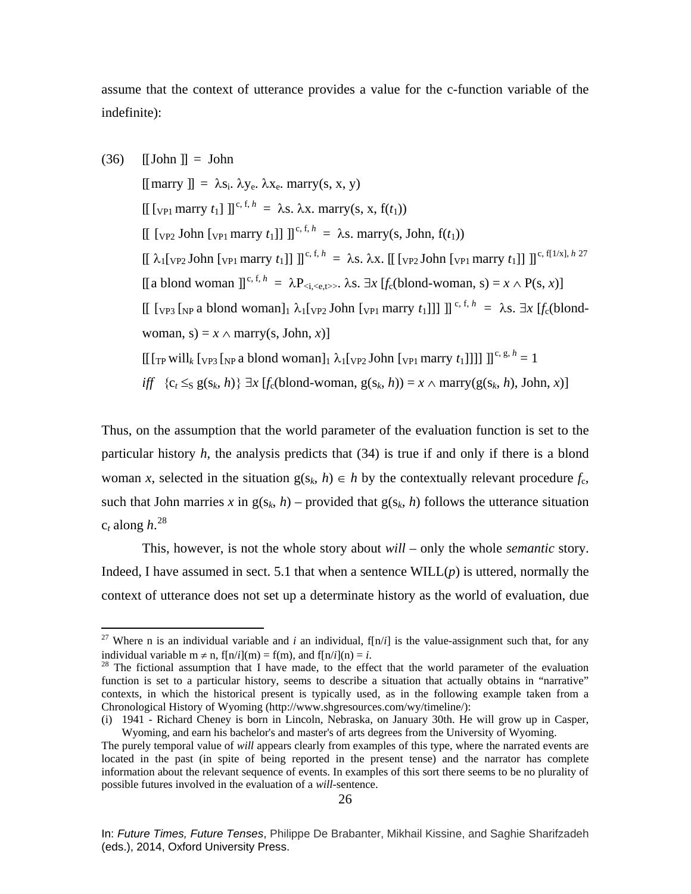assume that the context of utterance provides a value for the c-function variable of the indefinite):

(36) $[\![\text{John}]\!] = \text{John}$

$[\![\text{marry}]\!] = \lambda s_i.\ \lambda y_e.\ \lambda x_e.\ \text{marry}(s, x, y)$

$[\![ [_{VP1}\ \text{marry}\ t_1] ]\!]^{c, f, h} = \lambda s.\ \lambda x.\ \text{marry}(s, x, f(t_1))$

$[\![ [_{VP2}\ \text{John}\ [_{VP1}\ \text{marry}\ t_1]] ]\!]^{c, f, h} = \lambda s.\ \text{marry}(s, \text{John}, f(t_1))$

$[\![ \lambda_1[_{VP2}\ \text{John}\ [_{VP1}\ \text{marry}\ t_1]] ]\!]^{c, f, h} = \lambda s.\ \lambda x.\ [\![ [_{VP2}\ \text{John}\ [_{VP1}\ \text{marry}\ t_1]] ]\!]^{c, f[1/x], h}$ [27]

$[\![\text{a blond woman}]\!]^{c, f, h} = \lambda P_{<i,<e,t>>}.\ \lambda s.\ \exists x\ [f_c(\text{blond-woman}, s) = x \wedge P(s, x)]$

$[\![ [_{VP3}\ [_{NP}\ \text{a blond woman}]_1\ \lambda_1[_{VP2}\ \text{John}\ [_{VP1}\ \text{marry}\ t_1]]] ]\!]^{c, f, h} = \lambda s.\ \exists x\ [f_c(\text{blond-woman}, s) = x \wedge \text{marry}(s, \text{John}, x)]$

$[\![ [_{TP}\ \text{will}_k\ [_{VP3}\ [_{NP}\ \text{a blond woman}]_1\ \lambda_1[_{VP2}\ \text{John}\ [_{VP1}\ \text{marry}\ t_1]]]] ]\!]^{c, g, h} = 1$

*iff* $\{c_t \leq_S g(s_k, h)\}\ \exists x\ [f_c(\text{blond-woman}, g(s_k, h)) = x \wedge \text{marry}(g(s_k, h), \text{John}, x)]$

Thus, on the assumption that the world parameter of the evaluation function is set to the particular history $h$, the analysis predicts that (34) is true if and only if there is a blond woman $x$, selected in the situation $g(s_k, h) \in h$ by the contextually relevant procedure $f_c$, such that John marries $x$ in $g(s_k, h)$ – provided that $g(s_k, h)$ follows the utterance situation $c_t$ along $h$.[28]

This, however, is not the whole story about *will* – only the whole *semantic* story. Indeed, I have assumed in sect. 5.1 that when a sentence WILL($p$) is uttered, normally the context of utterance does not set up a determinate history as the world of evaluation, due

---

[27] Where n is an individual variable and $i$ an individual, $f[n/i]$ is the value-assignment such that, for any individual variable $m \neq n$, $f[n/i](m) = f(m)$, and $f[n/i](n) = i$.

[28] The fictional assumption that I have made, to the effect that the world parameter of the evaluation function is set to a particular history, seems to describe a situation that actually obtains in "narrative" contexts, in which the historical present is typically used, as in the following example taken from a Chronological History of Wyoming (http://www.shgresources.com/wy/timeline/):

(i) 1941 - Richard Cheney is born in Lincoln, Nebraska, on January 30th. He will grow up in Casper, Wyoming, and earn his bachelor's and master's of arts degrees from the University of Wyoming.

The purely temporal value of *will* appears clearly from examples of this type, where the narrated events are located in the past (in spite of being reported in the present tense) and the narrator has complete information about the relevant sequence of events. In examples of this sort there seems to be no plurality of possible futures involved in the evaluation of a *will*-sentence.

In: *Future Times, Future Tenses*, Philippe De Brabanter, Mikhail Kissine, and Saghie Sharifzadeh (eds.), 2014, Oxford University Press.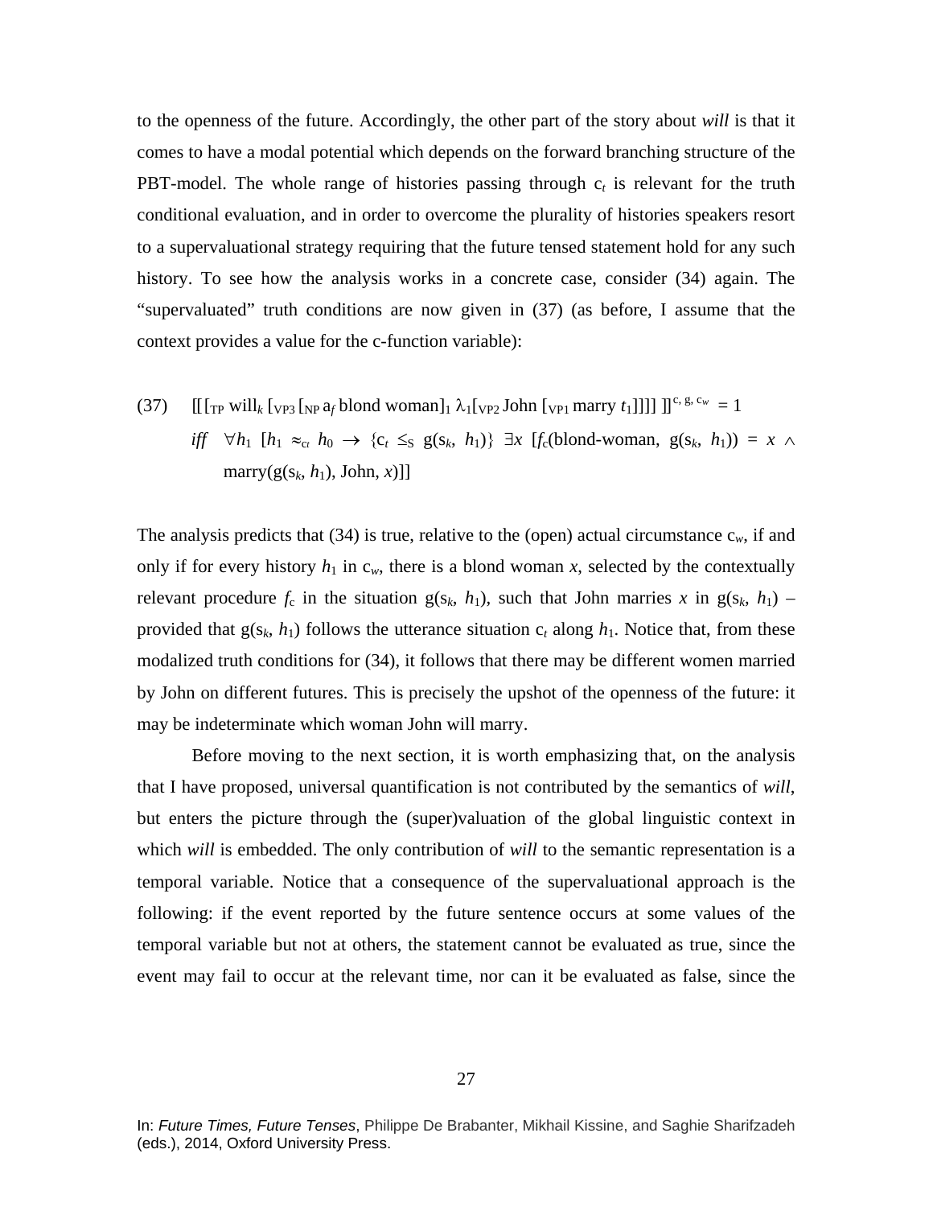to the openness of the future. Accordingly, the other part of the story about *will* is that it comes to have a modal potential which depends on the forward branching structure of the PBT-model. The whole range of histories passing through $c_t$ is relevant for the truth conditional evaluation, and in order to overcome the plurality of histories speakers resort to a supervaluational strategy requiring that the future tensed statement hold for any such history. To see how the analysis works in a concrete case, consider (34) again. The "supervaluated" truth conditions are now given in (37) (as before, I assume that the context provides a value for the c-function variable):

(37) $[[ [_{TP}\ \text{will}_k\ [_{VP3}\ [_{NP}\ \text{a}_f\ \text{blond woman}]_1\ \lambda_1[_{VP2}\ \text{John}\ [_{VP1}\ \text{marry}\ t_1]]]]\ ]]^{c,\, g,\, c_w} = 1$

*iff* $\forall h_1\ [h_1 \approx_{ct} h_0 \rightarrow \{c_t \leq_S g(s_k, h_1)\}\ \exists x\ [f_c(\text{blond-woman},\ g(s_k, h_1)) = x \wedge \text{marry}(g(s_k, h_1), \text{John}, x)]]$

The analysis predicts that (34) is true, relative to the (open) actual circumstance $c_w$, if and only if for every history $h_1$ in $c_w$, there is a blond woman $x$, selected by the contextually relevant procedure $f_c$ in the situation $g(s_k, h_1)$, such that John marries $x$ in $g(s_k, h_1)$ – provided that $g(s_k, h_1)$ follows the utterance situation $c_t$ along $h_1$. Notice that, from these modalized truth conditions for (34), it follows that there may be different women married by John on different futures. This is precisely the upshot of the openness of the future: it may be indeterminate which woman John will marry.

Before moving to the next section, it is worth emphasizing that, on the analysis that I have proposed, universal quantification is not contributed by the semantics of *will*, but enters the picture through the (super)valuation of the global linguistic context in which *will* is embedded. The only contribution of *will* to the semantic representation is a temporal variable. Notice that a consequence of the supervaluational approach is the following: if the event reported by the future sentence occurs at some values of the temporal variable but not at others, the statement cannot be evaluated as true, since the event may fail to occur at the relevant time, nor can it be evaluated as false, since the

In: *Future Times, Future Tenses*, Philippe De Brabanter, Mikhail Kissine, and Saghie Sharifzadeh (eds.), 2014, Oxford University Press.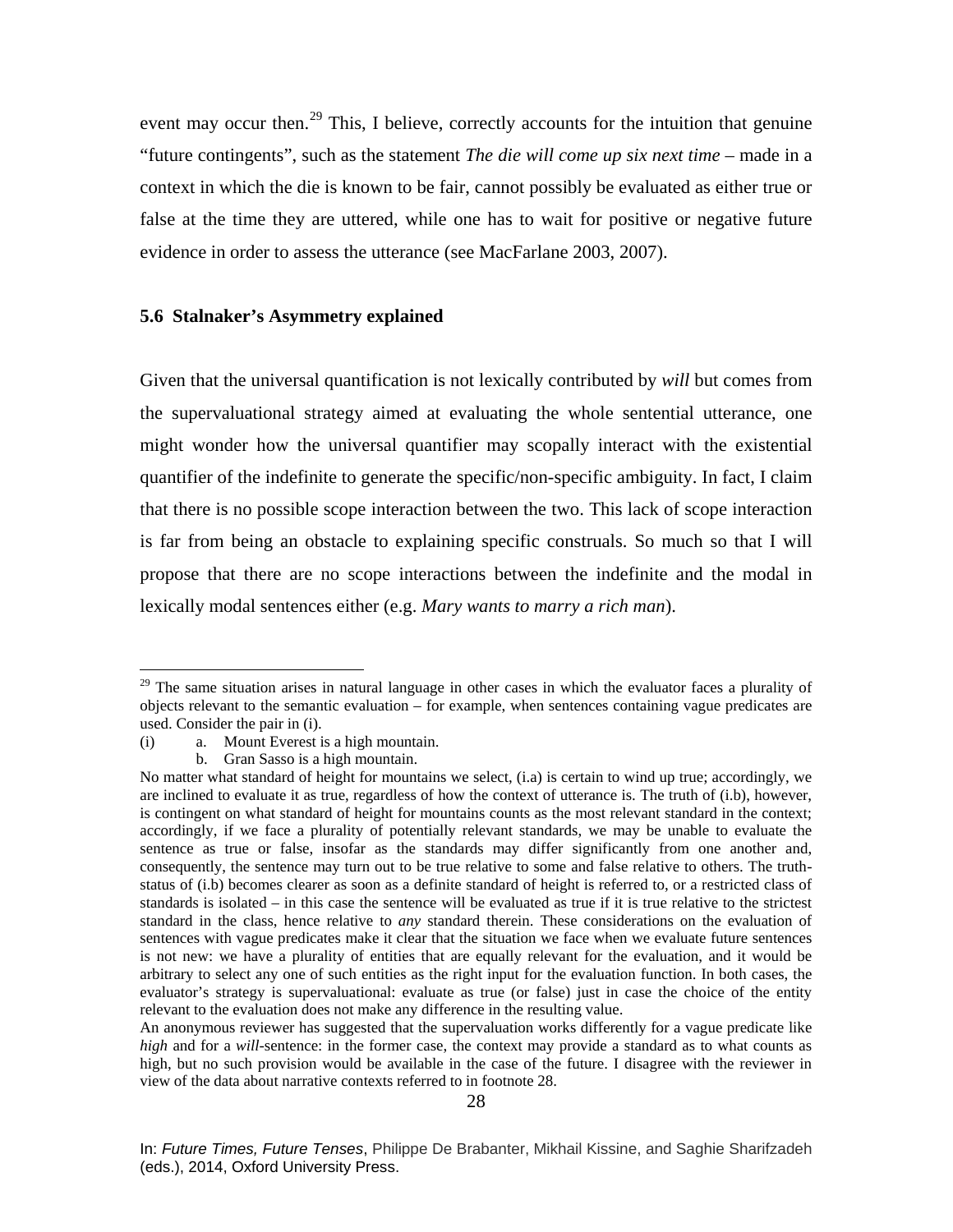event may occur then.[29] This, I believe, correctly accounts for the intuition that genuine "future contingents", such as the statement *The die will come up six next time* – made in a context in which the die is known to be fair, cannot possibly be evaluated as either true or false at the time they are uttered, while one has to wait for positive or negative future evidence in order to assess the utterance (see MacFarlane 2003, 2007).

### 5.6 Stalnaker's Asymmetry explained

Given that the universal quantification is not lexically contributed by *will* but comes from the supervaluational strategy aimed at evaluating the whole sentential utterance, one might wonder how the universal quantifier may scopally interact with the existential quantifier of the indefinite to generate the specific/non-specific ambiguity. In fact, I claim that there is no possible scope interaction between the two. This lack of scope interaction is far from being an obstacle to explaining specific construals. So much so that I will propose that there are no scope interactions between the indefinite and the modal in lexically modal sentences either (e.g. *Mary wants to marry a rich man*).

---

[29] The same situation arises in natural language in other cases in which the evaluator faces a plurality of objects relevant to the semantic evaluation – for example, when sentences containing vague predicates are used. Consider the pair in (i).

(i) a. Mount Everest is a high mountain.
 b. Gran Sasso is a high mountain.

No matter what standard of height for mountains we select, (i.a) is certain to wind up true; accordingly, we are inclined to evaluate it as true, regardless of how the context of utterance is. The truth of (i.b), however, is contingent on what standard of height for mountains counts as the most relevant standard in the context; accordingly, if we face a plurality of potentially relevant standards, we may be unable to evaluate the sentence as true or false, insofar as the standards may differ significantly from one another and, consequently, the sentence may turn out to be true relative to some and false relative to others. The truth-status of (i.b) becomes clearer as soon as a definite standard of height is referred to, or a restricted class of standards is isolated – in this case the sentence will be evaluated as true if it is true relative to the strictest standard in the class, hence relative to *any* standard therein. These considerations on the evaluation of sentences with vague predicates make it clear that the situation we face when we evaluate future sentences is not new: we have a plurality of entities that are equally relevant for the evaluation, and it would be arbitrary to select any one of such entities as the right input for the evaluation function. In both cases, the evaluator's strategy is supervaluational: evaluate as true (or false) just in case the choice of the entity relevant to the evaluation does not make any difference in the resulting value.

An anonymous reviewer has suggested that the supervaluation works differently for a vague predicate like *high* and for a *will*-sentence: in the former case, the context may provide a standard as to what counts as high, but no such provision would be available in the case of the future. I disagree with the reviewer in view of the data about narrative contexts referred to in footnote 28.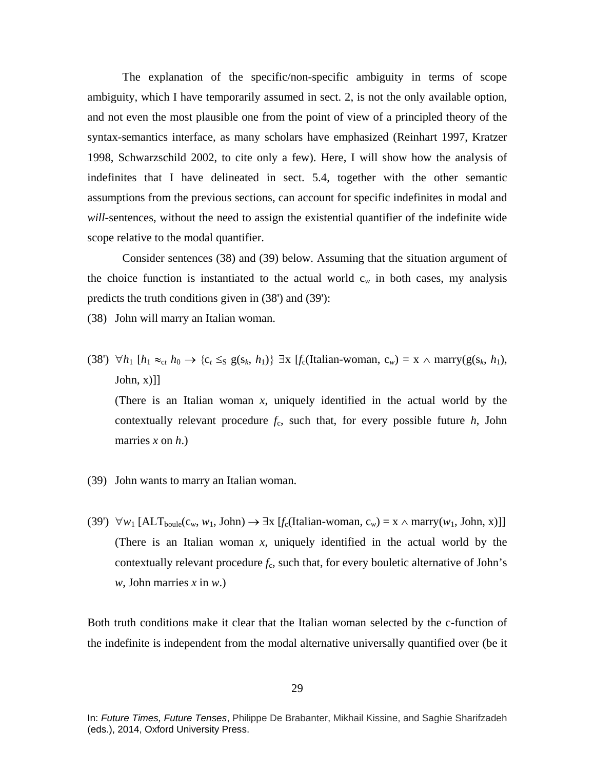The explanation of the specific/non-specific ambiguity in terms of scope ambiguity, which I have temporarily assumed in sect. 2, is not the only available option, and not even the most plausible one from the point of view of a principled theory of the syntax-semantics interface, as many scholars have emphasized (Reinhart 1997, Kratzer 1998, Schwarzschild 2002, to cite only a few). Here, I will show how the analysis of indefinites that I have delineated in sect. 5.4, together with the other semantic assumptions from the previous sections, can account for specific indefinites in modal and *will*-sentences, without the need to assign the existential quantifier of the indefinite wide scope relative to the modal quantifier.

Consider sentences (38) and (39) below. Assuming that the situation argument of the choice function is instantiated to the actual world $c_w$ in both cases, my analysis predicts the truth conditions given in (38') and (39'):

(38) John will marry an Italian woman.

(38') $\forall h_1\ [h_1 \approx_{ct} h_0 \rightarrow \{c_t \leq_S g(s_k, h_1)\}\ \exists x\ [f_c(\text{Italian-woman}, c_w) = x \wedge \text{marry}(g(s_k, h_1), \text{John}, x)]]$

(There is an Italian woman *x*, uniquely identified in the actual world by the contextually relevant procedure $f_c$, such that, for every possible future *h*, John marries *x* on *h*.)

(39) John wants to marry an Italian woman.

(39') $\forall w_1\ [\text{ALT}_{\text{boule}}(c_w, w_1, \text{John}) \rightarrow \exists x\ [f_c(\text{Italian-woman}, c_w) = x \wedge \text{marry}(w_1, \text{John}, x)]]$

(There is an Italian woman *x*, uniquely identified in the actual world by the contextually relevant procedure $f_c$, such that, for every bouletic alternative of John's *w*, John marries *x* in *w*.)

Both truth conditions make it clear that the Italian woman selected by the c-function of the indefinite is independent from the modal alternative universally quantified over (be it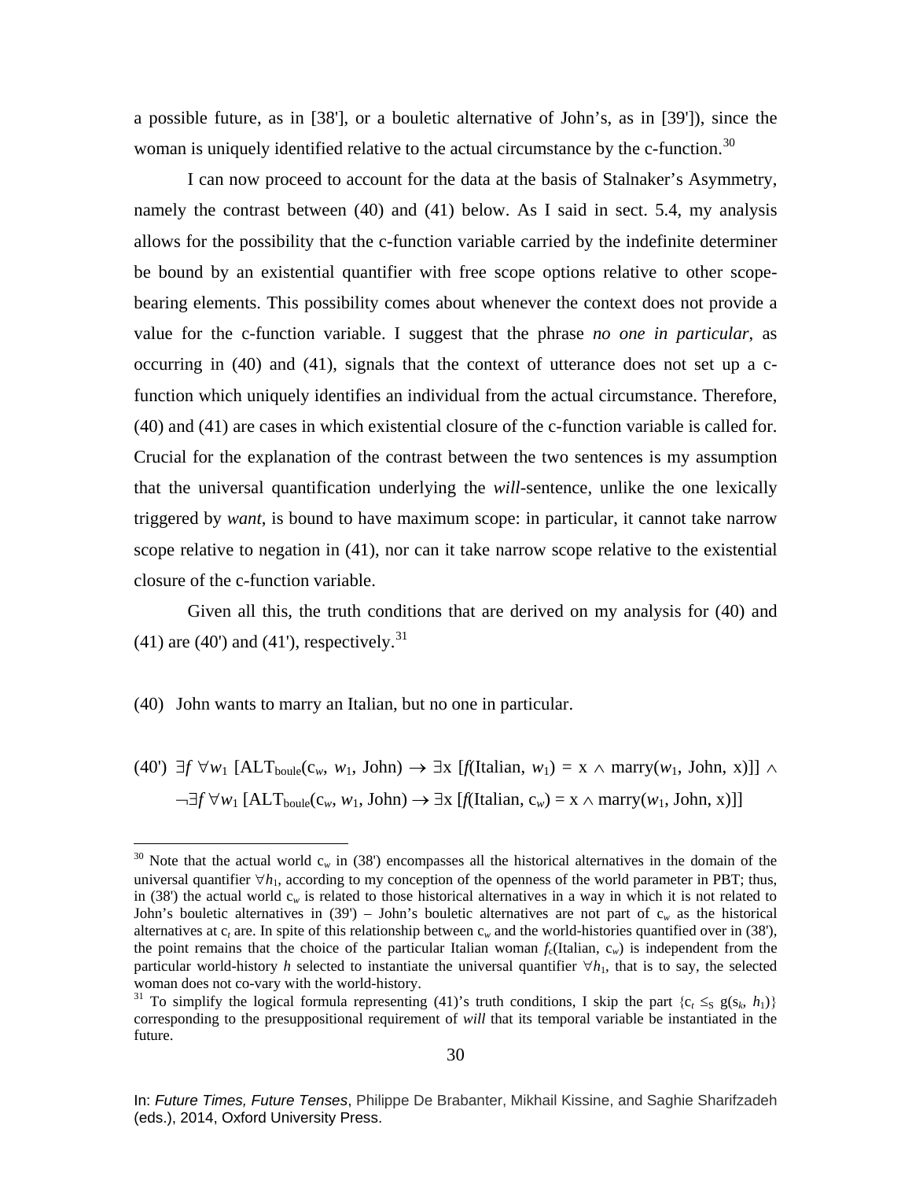a possible future, as in [38'], or a bouletic alternative of John's, as in [39']), since the woman is uniquely identified relative to the actual circumstance by the c-function.[30]

I can now proceed to account for the data at the basis of Stalnaker's Asymmetry, namely the contrast between (40) and (41) below. As I said in sect. 5.4, my analysis allows for the possibility that the c-function variable carried by the indefinite determiner be bound by an existential quantifier with free scope options relative to other scope-bearing elements. This possibility comes about whenever the context does not provide a value for the c-function variable. I suggest that the phrase *no one in particular*, as occurring in (40) and (41), signals that the context of utterance does not set up a c-function which uniquely identifies an individual from the actual circumstance. Therefore, (40) and (41) are cases in which existential closure of the c-function variable is called for. Crucial for the explanation of the contrast between the two sentences is my assumption that the universal quantification underlying the *will*-sentence, unlike the one lexically triggered by *want*, is bound to have maximum scope: in particular, it cannot take narrow scope relative to negation in (41), nor can it take narrow scope relative to the existential closure of the c-function variable.

Given all this, the truth conditions that are derived on my analysis for (40) and (41) are (40') and (41'), respectively.[31]

(40) John wants to marry an Italian, but no one in particular.

(40') $\exists f\ \forall w_1\ [\text{ALT}_{\text{boule}}(c_w, w_1, \text{John}) \rightarrow \exists x\ [f(\text{Italian}, w_1) = x \wedge \text{marry}(w_1, \text{John}, x)]] \wedge$
$\neg\exists f\ \forall w_1\ [\text{ALT}_{\text{boule}}(c_w, w_1, \text{John}) \rightarrow \exists x\ [f(\text{Italian}, c_w) = x \wedge \text{marry}(w_1, \text{John}, x)]]$

---

[30] Note that the actual world $c_w$ in (38') encompasses all the historical alternatives in the domain of the universal quantifier $\forall h_1$, according to my conception of the openness of the world parameter in PBT; thus, in (38') the actual world $c_w$ is related to those historical alternatives in a way in which it is not related to John's bouletic alternatives in (39') – John's bouletic alternatives are not part of $c_w$ as the historical alternatives at $c_t$ are. In spite of this relationship between $c_w$ and the world-histories quantified over in (38'), the point remains that the choice of the particular Italian woman $f_c(\text{Italian}, c_w)$ is independent from the particular world-history $h$ selected to instantiate the universal quantifier $\forall h_1$, that is to say, the selected woman does not co-vary with the world-history.

[31] To simplify the logical formula representing (41)'s truth conditions, I skip the part $\{c_t \leq_S g(s_k, h_1)\}$ corresponding to the presuppositional requirement of *will* that its temporal variable be instantiated in the future.

In: *Future Times, Future Tenses*, Philippe De Brabanter, Mikhail Kissine, and Saghie Sharifzadeh (eds.), 2014, Oxford University Press.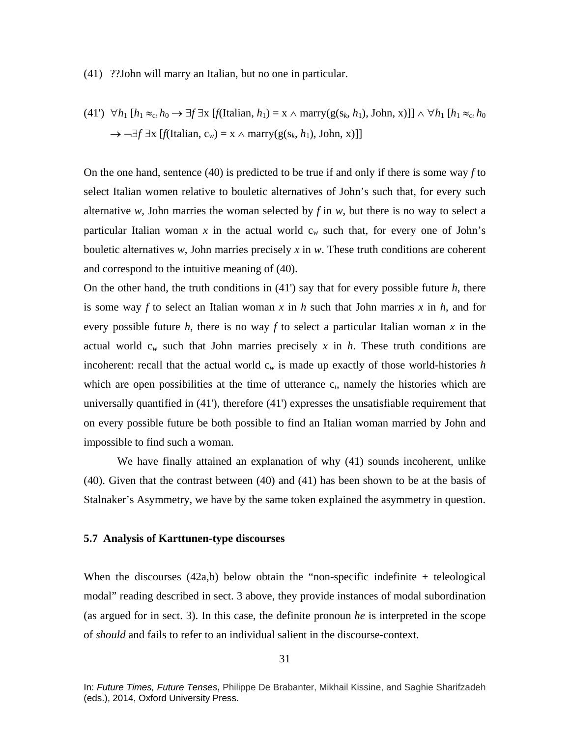(41) ??John will marry an Italian, but no one in particular.

(41') $\forall h_1\ [h_1 \approx_{ct} h_0 \rightarrow \exists f\ \exists x\ [f(\text{Italian}, h_1) = x \wedge \text{marry}(g(s_k, h_1), \text{John}, x)]] \wedge \forall h_1\ [h_1 \approx_{ct} h_0 \rightarrow \neg\exists f\ \exists x\ [f(\text{Italian}, c_w) = x \wedge \text{marry}(g(s_k, h_1), \text{John}, x)]]$

On the one hand, sentence (40) is predicted to be true if and only if there is some way *f* to select Italian women relative to bouletic alternatives of John's such that, for every such alternative *w*, John marries the woman selected by *f* in *w*, but there is no way to select a particular Italian woman *x* in the actual world $c_w$ such that, for every one of John's bouletic alternatives *w*, John marries precisely *x* in *w*. These truth conditions are coherent and correspond to the intuitive meaning of (40).
On the other hand, the truth conditions in (41') say that for every possible future *h*, there is some way *f* to select an Italian woman *x* in *h* such that John marries *x* in *h*, and for every possible future *h*, there is no way *f* to select a particular Italian woman *x* in the actual world $c_w$ such that John marries precisely *x* in *h*. These truth conditions are incoherent: recall that the actual world $c_w$ is made up exactly of those world-histories *h* which are open possibilities at the time of utterance $c_t$, namely the histories which are universally quantified in (41'), therefore (41') expresses the unsatisfiable requirement that on every possible future be both possible to find an Italian woman married by John and impossible to find such a woman.

We have finally attained an explanation of why (41) sounds incoherent, unlike (40). Given that the contrast between (40) and (41) has been shown to be at the basis of Stalnaker's Asymmetry, we have by the same token explained the asymmetry in question.

### 5.7 Analysis of Karttunen-type discourses

When the discourses (42a,b) below obtain the "non-specific indefinite + teleological modal" reading described in sect. 3 above, they provide instances of modal subordination (as argued for in sect. 3). In this case, the definite pronoun *he* is interpreted in the scope of *should* and fails to refer to an individual salient in the discourse-context.

In: *Future Times, Future Tenses*, Philippe De Brabanter, Mikhail Kissine, and Saghie Sharifzadeh (eds.), 2014, Oxford University Press.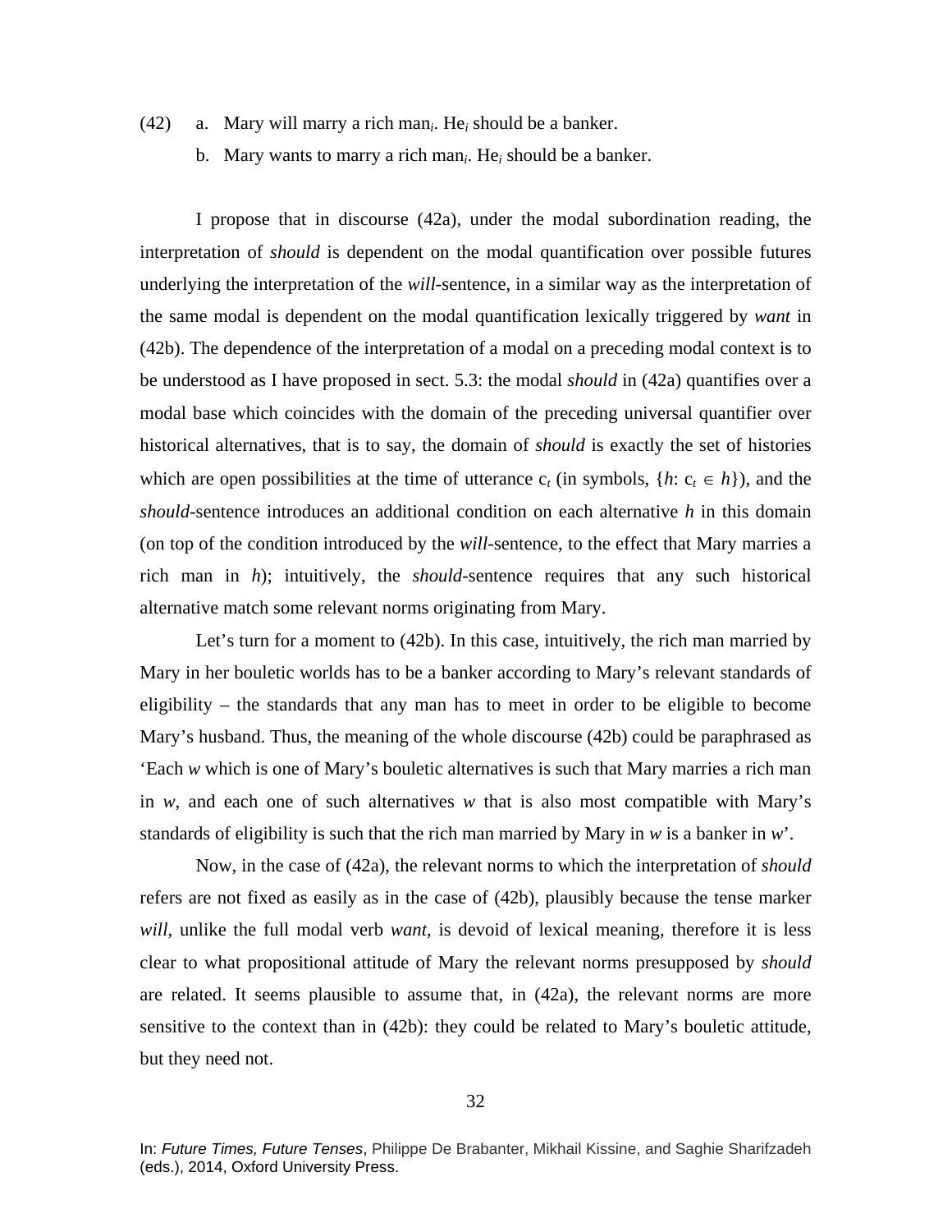(42) a. Mary will marry a rich man$_i$. He$_i$ should be a banker.

b. Mary wants to marry a rich man$_i$. He$_i$ should be a banker.

I propose that in discourse (42a), under the modal subordination reading, the interpretation of *should* is dependent on the modal quantification over possible futures underlying the interpretation of the *will*-sentence, in a similar way as the interpretation of the same modal is dependent on the modal quantification lexically triggered by *want* in (42b). The dependence of the interpretation of a modal on a preceding modal context is to be understood as I have proposed in sect. 5.3: the modal *should* in (42a) quantifies over a modal base which coincides with the domain of the preceding universal quantifier over historical alternatives, that is to say, the domain of *should* is exactly the set of histories which are open possibilities at the time of utterance $c_t$ (in symbols, $\{h: c_t \in h\}$), and the *should*-sentence introduces an additional condition on each alternative $h$ in this domain (on top of the condition introduced by the *will*-sentence, to the effect that Mary marries a rich man in $h$); intuitively, the *should*-sentence requires that any such historical alternative match some relevant norms originating from Mary.

Let's turn for a moment to (42b). In this case, intuitively, the rich man married by Mary in her bouletic worlds has to be a banker according to Mary's relevant standards of eligibility – the standards that any man has to meet in order to be eligible to become Mary's husband. Thus, the meaning of the whole discourse (42b) could be paraphrased as 'Each $w$ which is one of Mary's bouletic alternatives is such that Mary marries a rich man in $w$, and each one of such alternatives $w$ that is also most compatible with Mary's standards of eligibility is such that the rich man married by Mary in $w$ is a banker in $w$'.

Now, in the case of (42a), the relevant norms to which the interpretation of *should* refers are not fixed as easily as in the case of (42b), plausibly because the tense marker *will*, unlike the full modal verb *want*, is devoid of lexical meaning, therefore it is less clear to what propositional attitude of Mary the relevant norms presupposed by *should* are related. It seems plausible to assume that, in (42a), the relevant norms are more sensitive to the context than in (42b): they could be related to Mary's bouletic attitude, but they need not.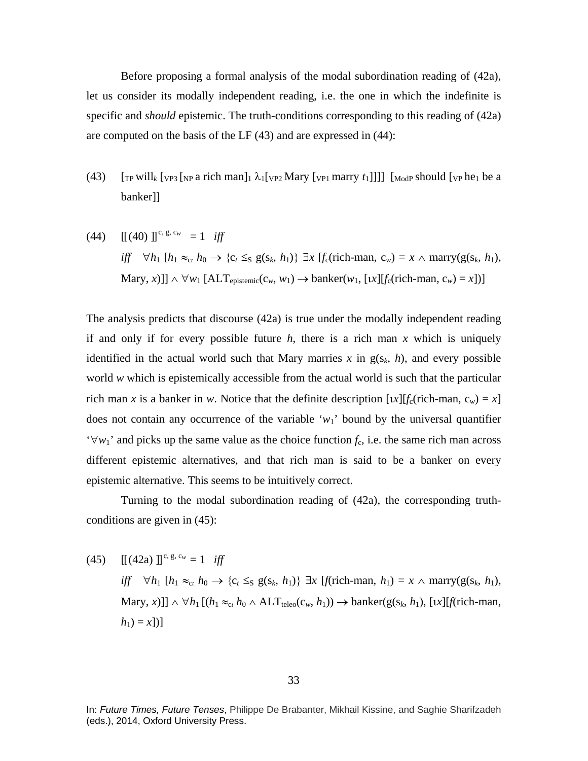Before proposing a formal analysis of the modal subordination reading of (42a), let us consider its modally independent reading, i.e. the one in which the indefinite is specific and *should* epistemic. The truth-conditions corresponding to this reading of (42a) are computed on the basis of the LF (43) and are expressed in (44):

(43) $[_{TP}$ will$_k$ $[_{VP3}$ $[_{NP}$ a rich man$]_1$ $\lambda_1[_{VP2}$ Mary $[_{VP1}$ marry $t_1]]]]$ $[_{ModP}$ should $[_{VP}$ he$_1$ be a banker$]]$

(44) $[[(40)]]^{c,\, g,\, c_w} = 1$ *iff*

*iff* $\forall h_1\ [h_1 \approx_{ct} h_0 \rightarrow \{c_t \leq_S g(s_k, h_1)\}\ \exists x\ [f_c(\text{rich-man}, c_w) = x \wedge \text{marry}(g(s_k, h_1), \text{Mary}, x)]] \wedge \forall w_1\ [\text{ALT}_{\text{epistemic}}(c_w, w_1) \rightarrow \text{banker}(w_1, [\iota x][f_c(\text{rich-man}, c_w) = x])]$

The analysis predicts that discourse (42a) is true under the modally independent reading if and only if for every possible future $h$, there is a rich man $x$ which is uniquely identified in the actual world such that Mary marries $x$ in $g(s_k, h)$, and every possible world $w$ which is epistemically accessible from the actual world is such that the particular rich man $x$ is a banker in $w$. Notice that the definite description $[\iota x][f_c(\text{rich-man}, c_w) = x]$ does not contain any occurrence of the variable '$w_1$' bound by the universal quantifier '$\forall w_1$' and picks up the same value as the choice function $f_c$, i.e. the same rich man across different epistemic alternatives, and that rich man is said to be a banker on every epistemic alternative. This seems to be intuitively correct.

Turning to the modal subordination reading of (42a), the corresponding truth-conditions are given in (45):

(45) $[[(42a)]]^{c,\, g,\, c_w} = 1$ *iff*

*iff* $\forall h_1\ [h_1 \approx_{ct} h_0 \rightarrow \{c_t \leq_S g(s_k, h_1)\}\ \exists x\ [f(\text{rich-man}, h_1) = x \wedge \text{marry}(g(s_k, h_1), \text{Mary}, x)]] \wedge \forall h_1\ [(h_1 \approx_{ct} h_0 \wedge \text{ALT}_{\text{teleo}}(c_w, h_1)) \rightarrow \text{banker}(g(s_k, h_1), [\iota x][f(\text{rich-man}, h_1) = x])]$

In: *Future Times, Future Tenses*, Philippe De Brabanter, Mikhail Kissine, and Saghie Sharifzadeh (eds.), 2014, Oxford University Press.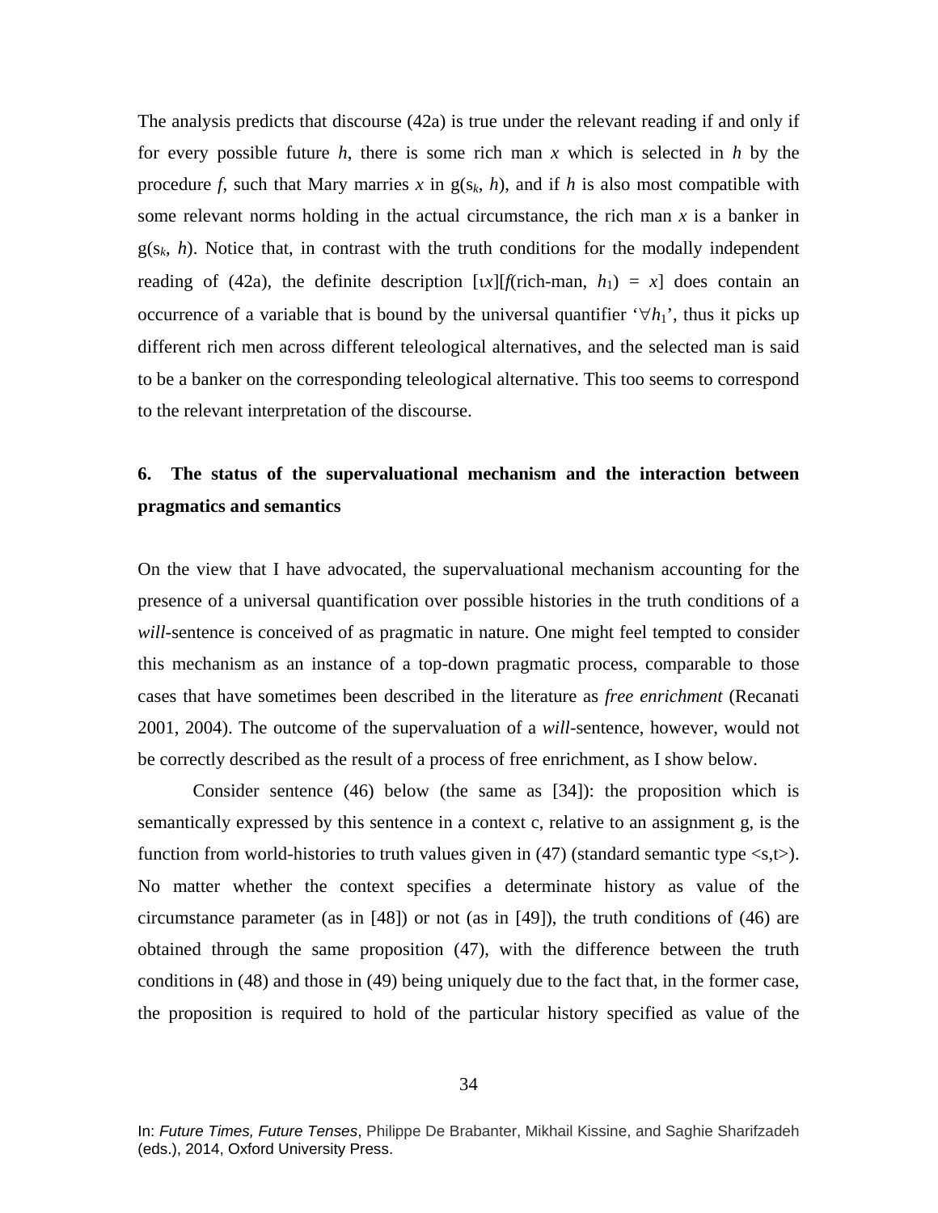The analysis predicts that discourse (42a) is true under the relevant reading if and only if for every possible future *h*, there is some rich man *x* which is selected in *h* by the procedure *f*, such that Mary marries *x* in g($s_k$, *h*), and if *h* is also most compatible with some relevant norms holding in the actual circumstance, the rich man *x* is a banker in g($s_k$, *h*). Notice that, in contrast with the truth conditions for the modally independent reading of (42a), the definite description [ι*x*][*f*(rich-man, $h_1$) = *x*] does contain an occurrence of a variable that is bound by the universal quantifier '$\forall h_1$', thus it picks up different rich men across different teleological alternatives, and the selected man is said to be a banker on the corresponding teleological alternative. This too seems to correspond to the relevant interpretation of the discourse.

## 6. The status of the supervaluational mechanism and the interaction between pragmatics and semantics

On the view that I have advocated, the supervaluational mechanism accounting for the presence of a universal quantification over possible histories in the truth conditions of a *will*-sentence is conceived of as pragmatic in nature. One might feel tempted to consider this mechanism as an instance of a top-down pragmatic process, comparable to those cases that have sometimes been described in the literature as *free enrichment* (Recanati 2001, 2004). The outcome of the supervaluation of a *will*-sentence, however, would not be correctly described as the result of a process of free enrichment, as I show below.

Consider sentence (46) below (the same as [34]): the proposition which is semantically expressed by this sentence in a context c, relative to an assignment g, is the function from world-histories to truth values given in (47) (standard semantic type <s,t>). No matter whether the context specifies a determinate history as value of the circumstance parameter (as in [48]) or not (as in [49]), the truth conditions of (46) are obtained through the same proposition (47), with the difference between the truth conditions in (48) and those in (49) being uniquely due to the fact that, in the former case, the proposition is required to hold of the particular history specified as value of the

In: *Future Times, Future Tenses*, Philippe De Brabanter, Mikhail Kissine, and Saghie Sharifzadeh (eds.), 2014, Oxford University Press.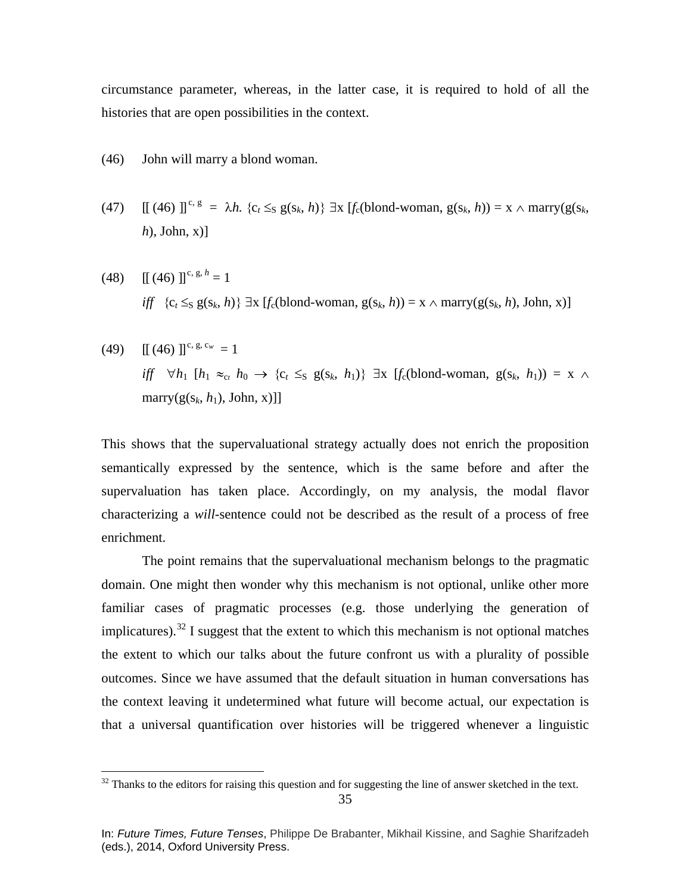circumstance parameter, whereas, in the latter case, it is required to hold of all the histories that are open possibilities in the context.

(46) John will marry a blond woman.

(47) $[[\,(46)\,]]^{c,\, g} = \lambda h.\ \{c_t \leq_S g(s_k, h)\}\ \exists x\ [f_c(\text{blond-woman}, g(s_k, h)) = x \wedge \text{marry}(g(s_k, h), \text{John}, x)]$

(48) $[[\,(46)\,]]^{c,\, g,\, h} = 1$

*iff* $\{c_t \leq_S g(s_k, h)\}\ \exists x\ [f_c(\text{blond-woman}, g(s_k, h)) = x \wedge \text{marry}(g(s_k, h), \text{John}, x)]$

(49) $[[\,(46)\,]]^{c,\, g,\, c_w} = 1$

*iff* $\forall h_1\ [h_1 \approx_{c_t} h_0 \rightarrow \{c_t \leq_S g(s_k, h_1)\}\ \exists x\ [f_c(\text{blond-woman}, g(s_k, h_1)) = x \wedge \text{marry}(g(s_k, h_1), \text{John}, x)]]$

This shows that the supervaluational strategy actually does not enrich the proposition semantically expressed by the sentence, which is the same before and after the supervaluation has taken place. Accordingly, on my analysis, the modal flavor characterizing a *will*-sentence could not be described as the result of a process of free enrichment.

The point remains that the supervaluational mechanism belongs to the pragmatic domain. One might then wonder why this mechanism is not optional, unlike other more familiar cases of pragmatic processes (e.g. those underlying the generation of implicatures).[32] I suggest that the extent to which this mechanism is not optional matches the extent to which our talks about the future confront us with a plurality of possible outcomes. Since we have assumed that the default situation in human conversations has the context leaving it undetermined what future will become actual, our expectation is that a universal quantification over histories will be triggered whenever a linguistic

[32] Thanks to the editors for raising this question and for suggesting the line of answer sketched in the text.

In: *Future Times, Future Tenses*, Philippe De Brabanter, Mikhail Kissine, and Saghie Sharifzadeh (eds.), 2014, Oxford University Press.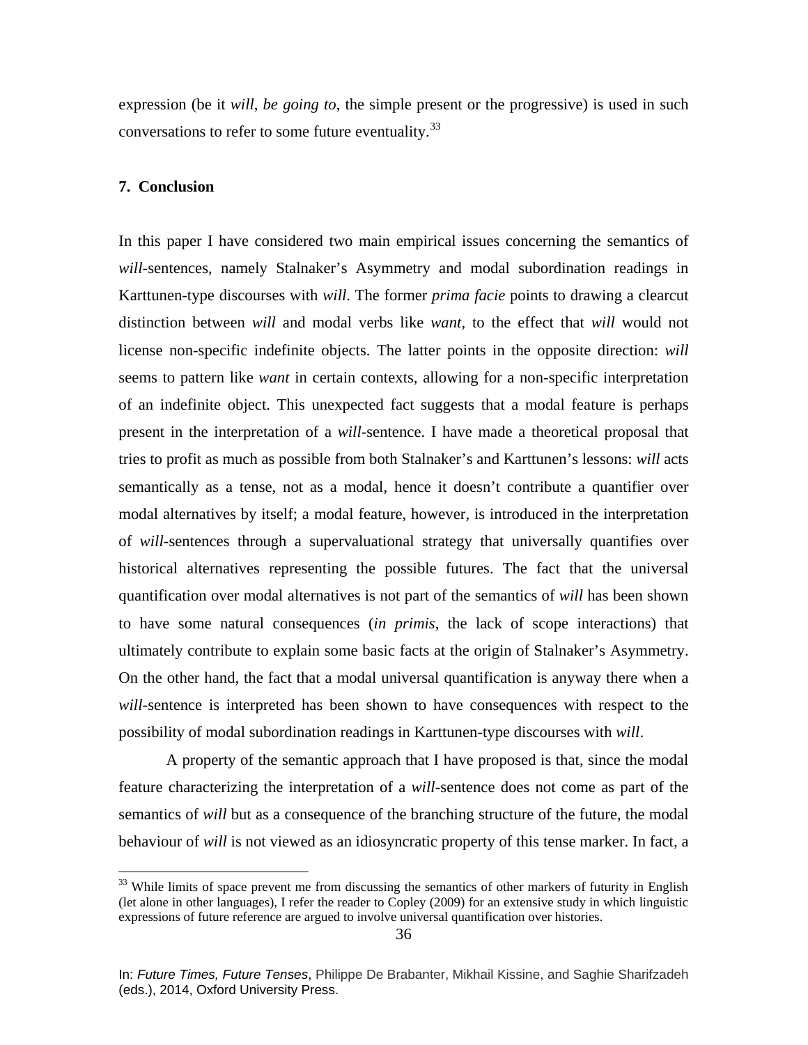expression (be it *will*, *be going to*, the simple present or the progressive) is used in such conversations to refer to some future eventuality.[33]

## 7. Conclusion

In this paper I have considered two main empirical issues concerning the semantics of *will*-sentences, namely Stalnaker's Asymmetry and modal subordination readings in Karttunen-type discourses with *will*. The former *prima facie* points to drawing a clearcut distinction between *will* and modal verbs like *want*, to the effect that *will* would not license non-specific indefinite objects. The latter points in the opposite direction: *will* seems to pattern like *want* in certain contexts, allowing for a non-specific interpretation of an indefinite object. This unexpected fact suggests that a modal feature is perhaps present in the interpretation of a *will*-sentence. I have made a theoretical proposal that tries to profit as much as possible from both Stalnaker's and Karttunen's lessons: *will* acts semantically as a tense, not as a modal, hence it doesn't contribute a quantifier over modal alternatives by itself; a modal feature, however, is introduced in the interpretation of *will*-sentences through a supervaluational strategy that universally quantifies over historical alternatives representing the possible futures. The fact that the universal quantification over modal alternatives is not part of the semantics of *will* has been shown to have some natural consequences (*in primis*, the lack of scope interactions) that ultimately contribute to explain some basic facts at the origin of Stalnaker's Asymmetry. On the other hand, the fact that a modal universal quantification is anyway there when a *will*-sentence is interpreted has been shown to have consequences with respect to the possibility of modal subordination readings in Karttunen-type discourses with *will*.

A property of the semantic approach that I have proposed is that, since the modal feature characterizing the interpretation of a *will*-sentence does not come as part of the semantics of *will* but as a consequence of the branching structure of the future, the modal behaviour of *will* is not viewed as an idiosyncratic property of this tense marker. In fact, a

[33] While limits of space prevent me from discussing the semantics of other markers of futurity in English (let alone in other languages), I refer the reader to Copley (2009) for an extensive study in which linguistic expressions of future reference are argued to involve universal quantification over histories.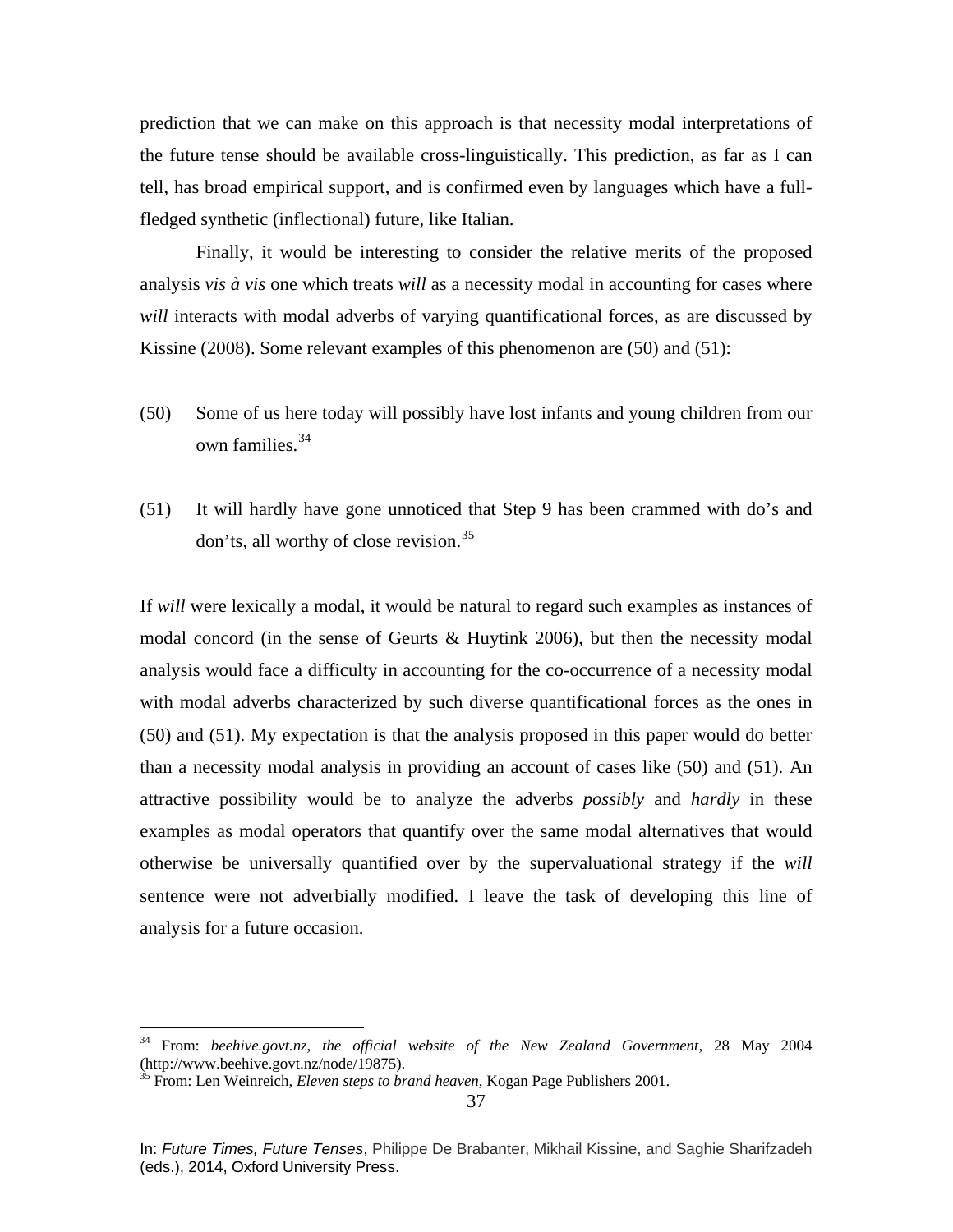prediction that we can make on this approach is that necessity modal interpretations of the future tense should be available cross-linguistically. This prediction, as far as I can tell, has broad empirical support, and is confirmed even by languages which have a full-fledged synthetic (inflectional) future, like Italian.

Finally, it would be interesting to consider the relative merits of the proposed analysis *vis à vis* one which treats *will* as a necessity modal in accounting for cases where *will* interacts with modal adverbs of varying quantificational forces, as are discussed by Kissine (2008). Some relevant examples of this phenomenon are (50) and (51):

(50) Some of us here today will possibly have lost infants and young children from our own families.[34]

(51) It will hardly have gone unnoticed that Step 9 has been crammed with do's and don'ts, all worthy of close revision.[35]

If *will* were lexically a modal, it would be natural to regard such examples as instances of modal concord (in the sense of Geurts & Huytink 2006), but then the necessity modal analysis would face a difficulty in accounting for the co-occurrence of a necessity modal with modal adverbs characterized by such diverse quantificational forces as the ones in (50) and (51). My expectation is that the analysis proposed in this paper would do better than a necessity modal analysis in providing an account of cases like (50) and (51). An attractive possibility would be to analyze the adverbs *possibly* and *hardly* in these examples as modal operators that quantify over the same modal alternatives that would otherwise be universally quantified over by the supervaluational strategy if the *will* sentence were not adverbially modified. I leave the task of developing this line of analysis for a future occasion.

---

[34] From: *beehive.govt.nz, the official website of the New Zealand Government*, 28 May 2004 (http://www.beehive.govt.nz/node/19875).

[35] From: Len Weinreich, *Eleven steps to brand heaven*, Kogan Page Publishers 2001.

In: *Future Times, Future Tenses*, Philippe De Brabanter, Mikhail Kissine, and Saghie Sharifzadeh (eds.), 2014, Oxford University Press.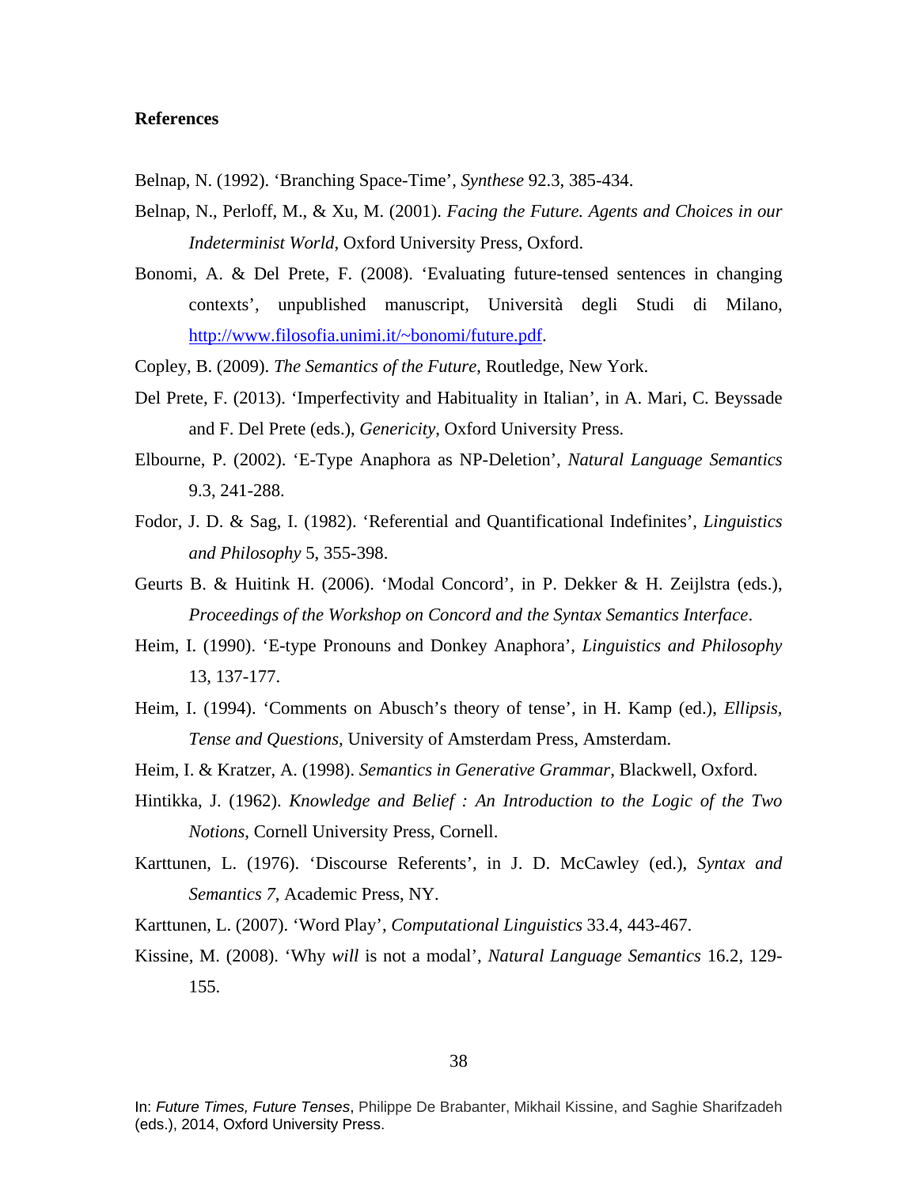**References**

Belnap, N. (1992). 'Branching Space-Time', *Synthese* 92.3, 385-434.

Belnap, N., Perloff, M., & Xu, M. (2001). *Facing the Future. Agents and Choices in our Indeterminist World*, Oxford University Press, Oxford.

Bonomi, A. & Del Prete, F. (2008). 'Evaluating future-tensed sentences in changing contexts', unpublished manuscript, Università degli Studi di Milano, http://www.filosofia.unimi.it/~bonomi/future.pdf.

Copley, B. (2009). *The Semantics of the Future*, Routledge, New York.

Del Prete, F. (2013). 'Imperfectivity and Habituality in Italian', in A. Mari, C. Beyssade and F. Del Prete (eds.), *Genericity*, Oxford University Press.

Elbourne, P. (2002). 'E-Type Anaphora as NP-Deletion', *Natural Language Semantics* 9.3, 241-288.

Fodor, J. D. & Sag, I. (1982). 'Referential and Quantificational Indefinites', *Linguistics and Philosophy* 5, 355-398.

Geurts B. & Huitink H. (2006). 'Modal Concord', in P. Dekker & H. Zeijlstra (eds.), *Proceedings of the Workshop on Concord and the Syntax Semantics Interface*.

Heim, I. (1990). 'E-type Pronouns and Donkey Anaphora', *Linguistics and Philosophy* 13, 137-177.

Heim, I. (1994). 'Comments on Abusch's theory of tense', in H. Kamp (ed.), *Ellipsis, Tense and Questions*, University of Amsterdam Press, Amsterdam.

Heim, I. & Kratzer, A. (1998). *Semantics in Generative Grammar*, Blackwell, Oxford.

Hintikka, J. (1962). *Knowledge and Belief : An Introduction to the Logic of the Two Notions*, Cornell University Press, Cornell.

Karttunen, L. (1976). 'Discourse Referents', in J. D. McCawley (ed.), *Syntax and Semantics 7*, Academic Press, NY.

Karttunen, L. (2007). 'Word Play', *Computational Linguistics* 33.4, 443-467.

Kissine, M. (2008). 'Why *will* is not a modal', *Natural Language Semantics* 16.2, 129-155.

In: *Future Times, Future Tenses*, Philippe De Brabanter, Mikhail Kissine, and Saghie Sharifzadeh (eds.), 2014, Oxford University Press.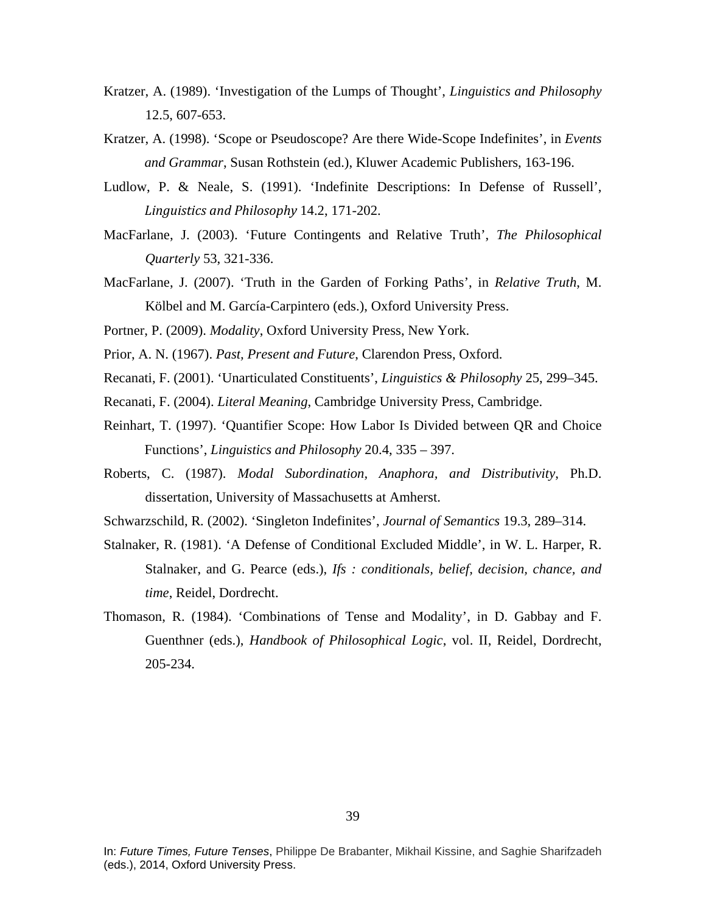Kratzer, A. (1989). 'Investigation of the Lumps of Thought', *Linguistics and Philosophy* 12.5, 607-653.

Kratzer, A. (1998). 'Scope or Pseudoscope? Are there Wide-Scope Indefinites', in *Events and Grammar*, Susan Rothstein (ed.), Kluwer Academic Publishers, 163-196.

Ludlow, P. & Neale, S. (1991). 'Indefinite Descriptions: In Defense of Russell', *Linguistics and Philosophy* 14.2, 171-202.

MacFarlane, J. (2003). 'Future Contingents and Relative Truth', *The Philosophical Quarterly* 53, 321-336.

MacFarlane, J. (2007). 'Truth in the Garden of Forking Paths', in *Relative Truth*, M. Kölbel and M. García-Carpintero (eds.), Oxford University Press.

Portner, P. (2009). *Modality*, Oxford University Press, New York.

Prior, A. N. (1967). *Past, Present and Future*, Clarendon Press, Oxford.

Recanati, F. (2001). 'Unarticulated Constituents', *Linguistics & Philosophy* 25, 299–345.

Recanati, F. (2004). *Literal Meaning*, Cambridge University Press, Cambridge.

Reinhart, T. (1997). 'Quantifier Scope: How Labor Is Divided between QR and Choice Functions', *Linguistics and Philosophy* 20.4, 335 – 397.

Roberts, C. (1987). *Modal Subordination, Anaphora, and Distributivity*, Ph.D. dissertation, University of Massachusetts at Amherst.

Schwarzschild, R. (2002). 'Singleton Indefinites', *Journal of Semantics* 19.3, 289–314.

Stalnaker, R. (1981). 'A Defense of Conditional Excluded Middle', in W. L. Harper, R. Stalnaker, and G. Pearce (eds.), *Ifs : conditionals, belief, decision, chance, and time*, Reidel, Dordrecht.

Thomason, R. (1984). 'Combinations of Tense and Modality', in D. Gabbay and F. Guenthner (eds.), *Handbook of Philosophical Logic*, vol. II, Reidel, Dordrecht, 205-234.

In: *Future Times, Future Tenses*, Philippe De Brabanter, Mikhail Kissine, and Saghie Sharifzadeh (eds.), 2014, Oxford University Press.